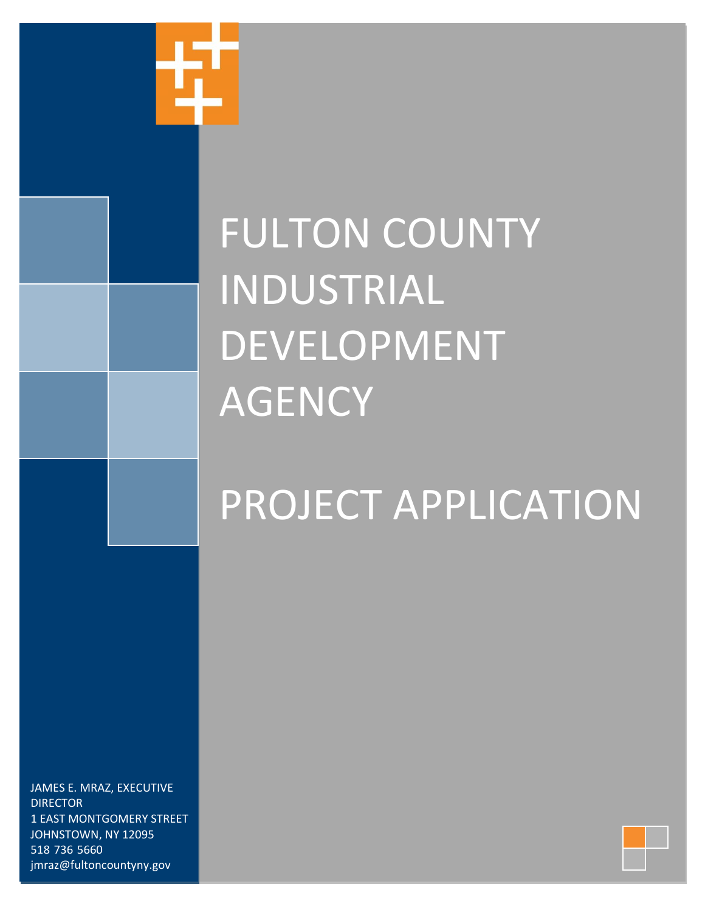# FULTON COUNTY INDUSTRIAL DEVELOPMENT AGENCY

# PROJECT APPLICATION

JAMES E. MRAZ, EXECUTIVE DIRECTOR
1 EAST MONTGOMERY STREET
JOHNSTOWN, NY 12095
518 736 5660
jmraz@fultoncountyny.gov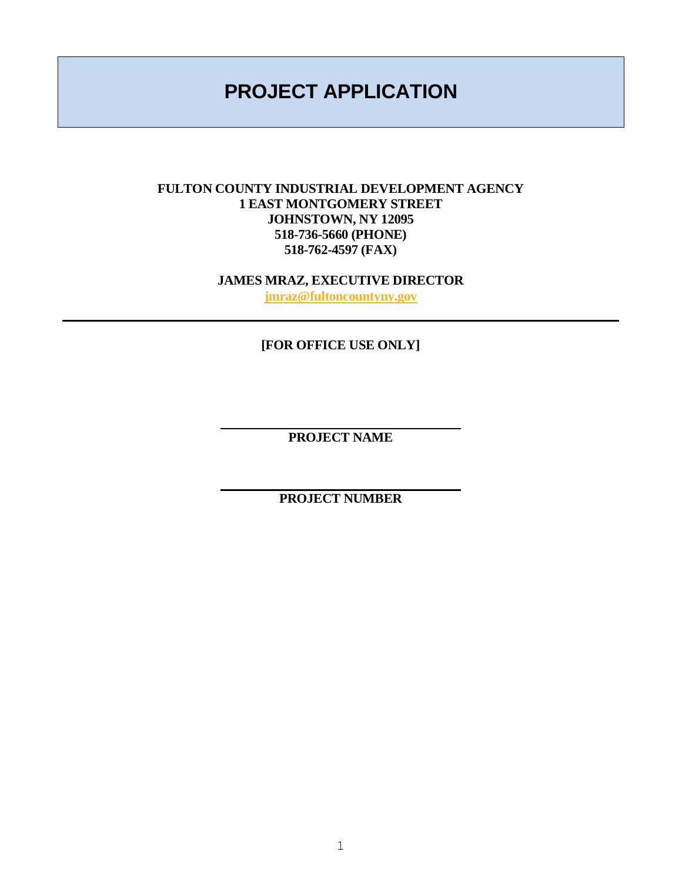# PROJECT APPLICATION

**FULTON COUNTY INDUSTRIAL DEVELOPMENT AGENCY**
**1 EAST MONTGOMERY STREET**
**JOHNSTOWN, NY 12095**
**518-736-5660 (PHONE)**
**518-762-4597 (FAX)**

**JAMES MRAZ, EXECUTIVE DIRECTOR**
**jmraz@fultoncountyny.gov**

---

**[FOR OFFICE USE ONLY]**

______________________________
**PROJECT NAME**

______________________________
**PROJECT NUMBER**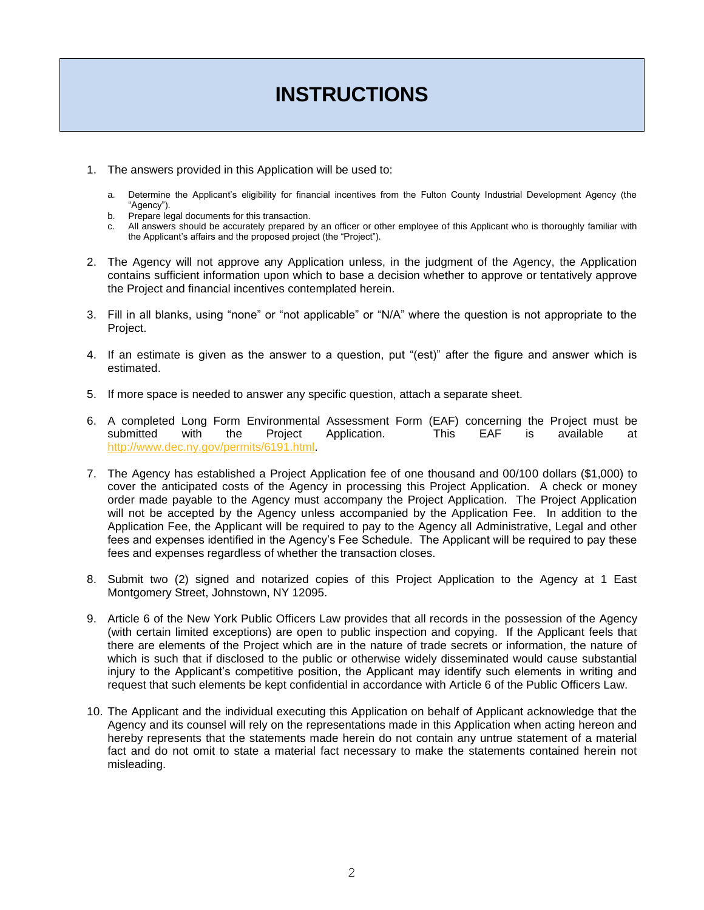# INSTRUCTIONS

1. The answers provided in this Application will be used to:

    a. Determine the Applicant's eligibility for financial incentives from the Fulton County Industrial Development Agency (the "Agency").
    b. Prepare legal documents for this transaction.
    c. All answers should be accurately prepared by an officer or other employee of this Applicant who is thoroughly familiar with the Applicant's affairs and the proposed project (the "Project").

2. The Agency will not approve any Application unless, in the judgment of the Agency, the Application contains sufficient information upon which to base a decision whether to approve or tentatively approve the Project and financial incentives contemplated herein.

3. Fill in all blanks, using "none" or "not applicable" or "N/A" where the question is not appropriate to the Project.

4. If an estimate is given as the answer to a question, put "(est)" after the figure and answer which is estimated.

5. If more space is needed to answer any specific question, attach a separate sheet.

6. A completed Long Form Environmental Assessment Form (EAF) concerning the Project must be submitted with the Project Application. This EAF is available at http://www.dec.ny.gov/permits/6191.html.

7. The Agency has established a Project Application fee of one thousand and 00/100 dollars ($1,000) to cover the anticipated costs of the Agency in processing this Project Application. A check or money order made payable to the Agency must accompany the Project Application. The Project Application will not be accepted by the Agency unless accompanied by the Application Fee. In addition to the Application Fee, the Applicant will be required to pay to the Agency all Administrative, Legal and other fees and expenses identified in the Agency's Fee Schedule. The Applicant will be required to pay these fees and expenses regardless of whether the transaction closes.

8. Submit two (2) signed and notarized copies of this Project Application to the Agency at 1 East Montgomery Street, Johnstown, NY 12095.

9. Article 6 of the New York Public Officers Law provides that all records in the possession of the Agency (with certain limited exceptions) are open to public inspection and copying. If the Applicant feels that there are elements of the Project which are in the nature of trade secrets or information, the nature of which is such that if disclosed to the public or otherwise widely disseminated would cause substantial injury to the Applicant's competitive position, the Applicant may identify such elements in writing and request that such elements be kept confidential in accordance with Article 6 of the Public Officers Law.

10. The Applicant and the individual executing this Application on behalf of Applicant acknowledge that the Agency and its counsel will rely on the representations made in this Application when acting hereon and hereby represents that the statements made herein do not contain any untrue statement of a material fact and do not omit to state a material fact necessary to make the statements contained herein not misleading.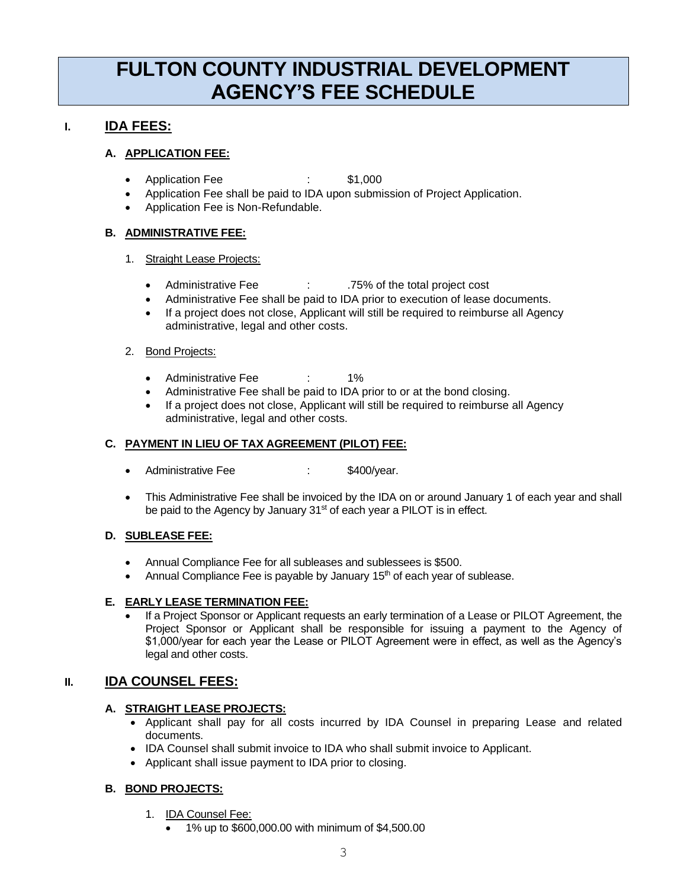# FULTON COUNTY INDUSTRIAL DEVELOPMENT AGENCY'S FEE SCHEDULE

## I. IDA FEES:

### A. APPLICATION FEE:

- Application Fee : $1,000
- Application Fee shall be paid to IDA upon submission of Project Application.
- Application Fee is Non-Refundable.

### B. ADMINISTRATIVE FEE:

1. Straight Lease Projects:

   - Administrative Fee : .75% of the total project cost
   - Administrative Fee shall be paid to IDA prior to execution of lease documents.
   - If a project does not close, Applicant will still be required to reimburse all Agency administrative, legal and other costs.

2. Bond Projects:

   - Administrative Fee : 1%
   - Administrative Fee shall be paid to IDA prior to or at the bond closing.
   - If a project does not close, Applicant will still be required to reimburse all Agency administrative, legal and other costs.

### C. PAYMENT IN LIEU OF TAX AGREEMENT (PILOT) FEE:

- Administrative Fee : $400/year.
- This Administrative Fee shall be invoiced by the IDA on or around January 1 of each year and shall be paid to the Agency by January 31st of each year a PILOT is in effect.

### D. SUBLEASE FEE:

- Annual Compliance Fee for all subleases and sublessees is $500.
- Annual Compliance Fee is payable by January 15th of each year of sublease.

### E. EARLY LEASE TERMINATION FEE:

- If a Project Sponsor or Applicant requests an early termination of a Lease or PILOT Agreement, the Project Sponsor or Applicant shall be responsible for issuing a payment to the Agency of $1,000/year for each year the Lease or PILOT Agreement were in effect, as well as the Agency's legal and other costs.

## II. IDA COUNSEL FEES:

### A. STRAIGHT LEASE PROJECTS:

- Applicant shall pay for all costs incurred by IDA Counsel in preparing Lease and related documents.
- IDA Counsel shall submit invoice to IDA who shall submit invoice to Applicant.
- Applicant shall issue payment to IDA prior to closing.

### B. BOND PROJECTS:

1. IDA Counsel Fee:
   - 1% up to $600,000.00 with minimum of $4,500.00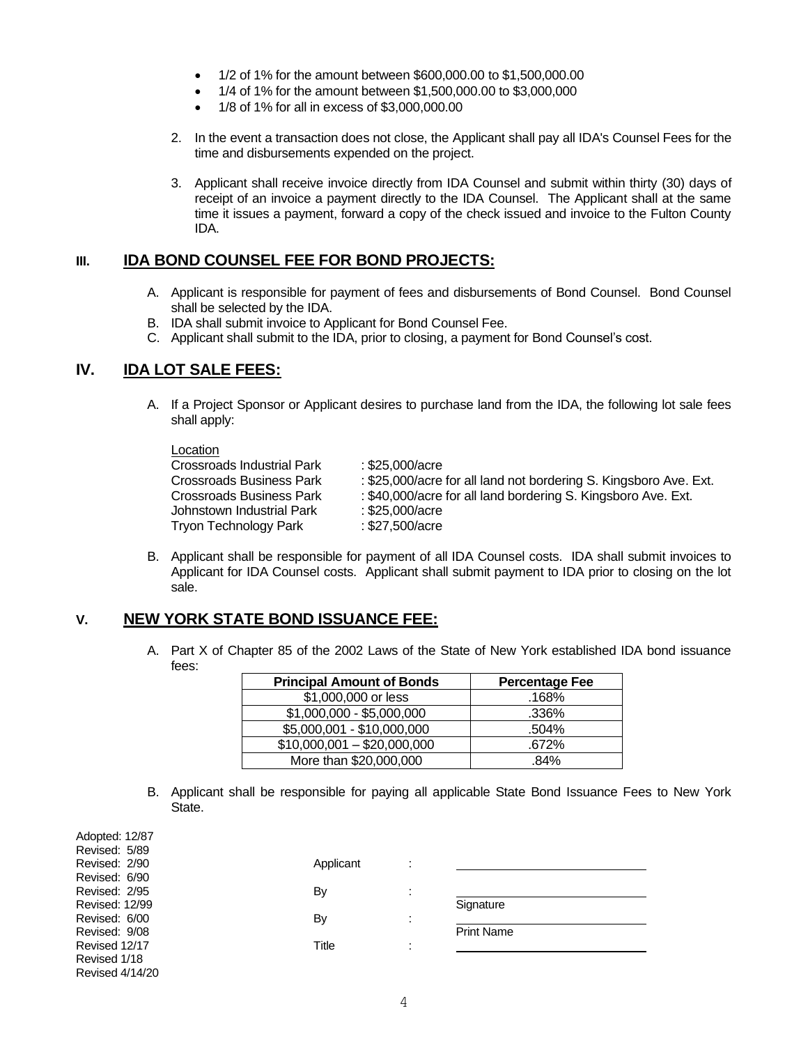- 1/2 of 1% for the amount between $600,000.00 to $1,500,000.00
- 1/4 of 1% for the amount between $1,500,000.00 to $3,000,000
- 1/8 of 1% for all in excess of $3,000,000.00

2. In the event a transaction does not close, the Applicant shall pay all IDA's Counsel Fees for the time and disbursements expended on the project.

3. Applicant shall receive invoice directly from IDA Counsel and submit within thirty (30) days of receipt of an invoice a payment directly to the IDA Counsel. The Applicant shall at the same time it issues a payment, forward a copy of the check issued and invoice to the Fulton County IDA.

## III. IDA BOND COUNSEL FEE FOR BOND PROJECTS:

A. Applicant is responsible for payment of fees and disbursements of Bond Counsel. Bond Counsel shall be selected by the IDA.
B. IDA shall submit invoice to Applicant for Bond Counsel Fee.
C. Applicant shall submit to the IDA, prior to closing, a payment for Bond Counsel's cost.

## IV. IDA LOT SALE FEES:

A. If a Project Sponsor or Applicant desires to purchase land from the IDA, the following lot sale fees shall apply:

| Location | |
|---|---|
| Crossroads Industrial Park | : $25,000/acre |
| Crossroads Business Park | : $25,000/acre for all land not bordering S. Kingsboro Ave. Ext. |
| Crossroads Business Park | : $40,000/acre for all land bordering S. Kingsboro Ave. Ext. |
| Johnstown Industrial Park | : $25,000/acre |
| Tryon Technology Park | : $27,500/acre |

B. Applicant shall be responsible for payment of all IDA Counsel costs. IDA shall submit invoices to Applicant for IDA Counsel costs. Applicant shall submit payment to IDA prior to closing on the lot sale.

## V. NEW YORK STATE BOND ISSUANCE FEE:

A. Part X of Chapter 85 of the 2002 Laws of the State of New York established IDA bond issuance fees:

| Principal Amount of Bonds | Percentage Fee |
|---|---|
| $1,000,000 or less | .168% |
| $1,000,000 - $5,000,000 | .336% |
| $5,000,001 - $10,000,000 | .504% |
| $10,000,001 – $20,000,000 | .672% |
| More than $20,000,000 | .84% |

B. Applicant shall be responsible for paying all applicable State Bond Issuance Fees to New York State.

Adopted: 12/87
Revised: 5/89
Revised: 2/90
Revised: 6/90
Revised: 2/95
Revised: 12/99
Revised: 6/00
Revised: 9/08
Revised 12/17
Revised 1/18
Revised 4/14/20

Applicant : ______________________

By : ______________________
Signature

By : ______________________
Print Name

Title : ______________________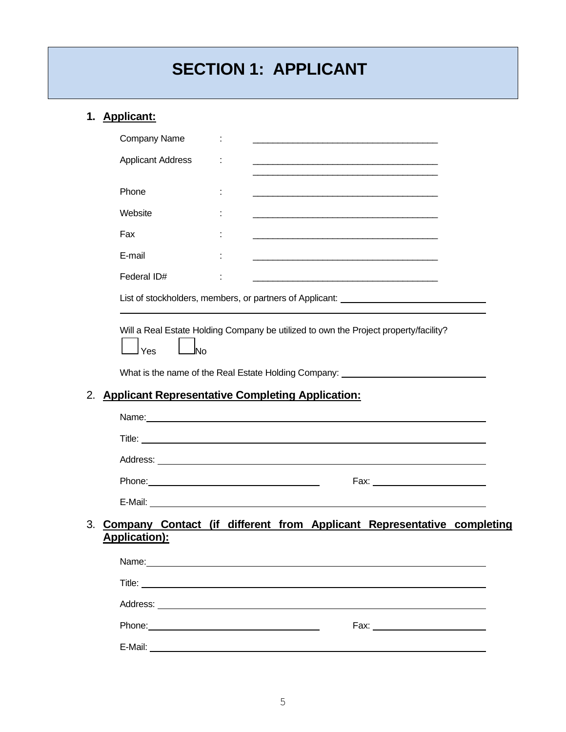# SECTION 1: APPLICANT

1. **Applicant:**

Company Name : ____________________________________

Applicant Address : ____________________________________
____________________________________

Phone : ____________________________________

Website : ____________________________________

Fax : ____________________________________

E-mail : ____________________________________

Federal ID# : ____________________________________

List of stockholders, members, or partners of Applicant: ____________________________________
____________________________________________________________________________

Will a Real Estate Holding Company be utilized to own the Project property/facility?

☐ Yes ☐ No

What is the name of the Real Estate Holding Company: ____________________________

2. **Applicant Representative Completing Application:**

Name: ____________________________________________________________________

Title: ____________________________________________________________________

Address: __________________________________________________________________

Phone: ______________________________ Fax: ____________________

E-Mail: ___________________________________________________________________

3. **Company Contact (if different from Applicant Representative completing Application):**

Name: ____________________________________________________________________

Title: ____________________________________________________________________

Address: __________________________________________________________________

Phone: ______________________________ Fax: ____________________

E-Mail: ___________________________________________________________________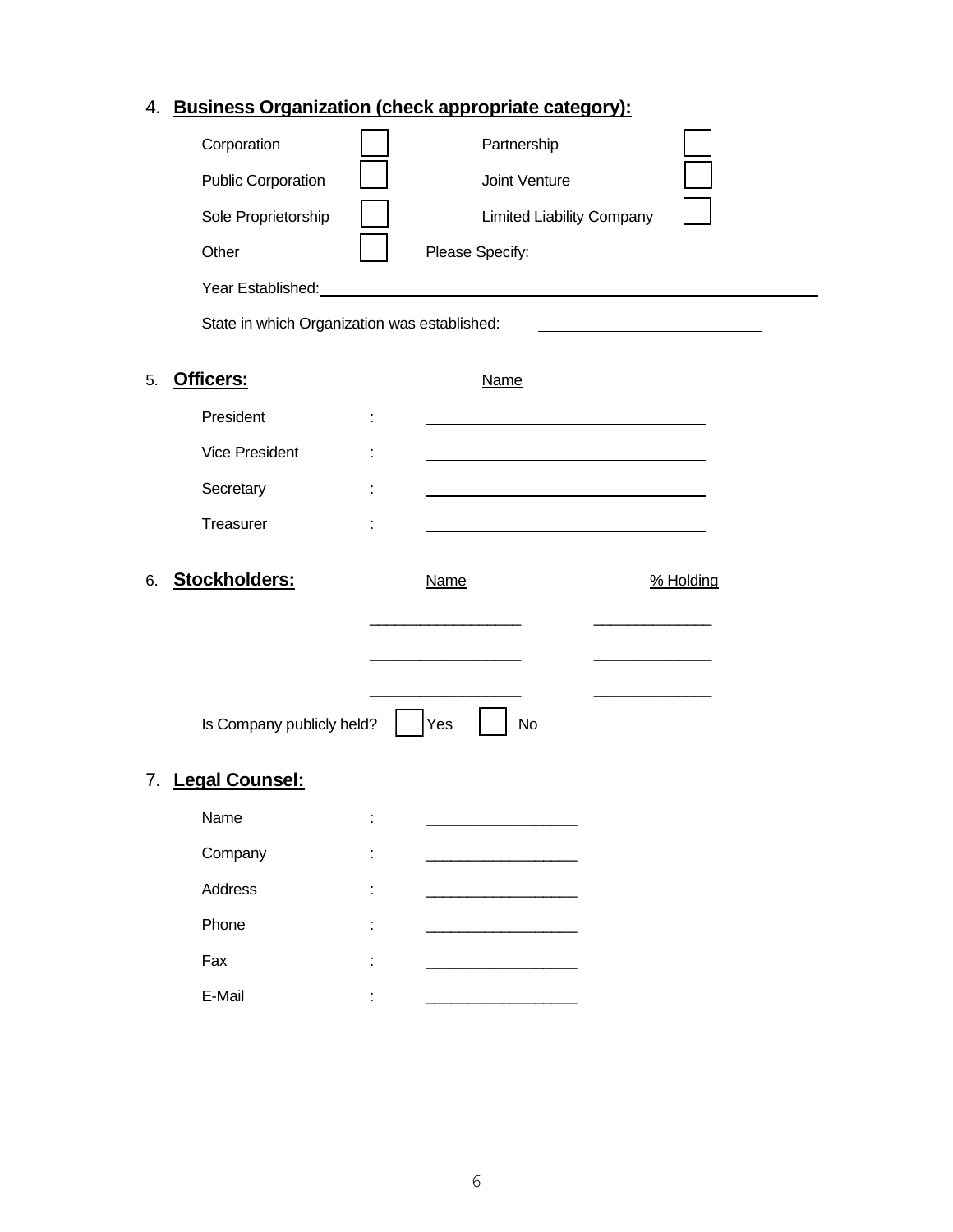4. **Business Organization (check appropriate category):**

| | | | |
|---|---|---|---|
| Corporation | ☐ | Partnership | ☐ |
| Public Corporation | ☐ | Joint Venture | ☐ |
| Sole Proprietorship | ☐ | Limited Liability Company | ☐ |
| Other | ☐ | Please Specify: ________________ | |

Year Established: ______________________________

State in which Organization was established: ________________

5. **Officers:**

| | | Name |
|---|---|---|
| President | : | ________________ |
| Vice President | : | ________________ |
| Secretary | : | ________________ |
| Treasurer | : | ________________ |

6. **Stockholders:**

| Name | % Holding |
|---|---|
| ________________ | ____________ |
| ________________ | ____________ |
| ________________ | ____________ |

Is Company publicly held? ☐ Yes ☐ No

7. **Legal Counsel:**

| | | |
|---|---|---|
| Name | : | ________________ |
| Company | : | ________________ |
| Address | : | ________________ |
| Phone | : | ________________ |
| Fax | : | ________________ |
| E-Mail | : | ________________ |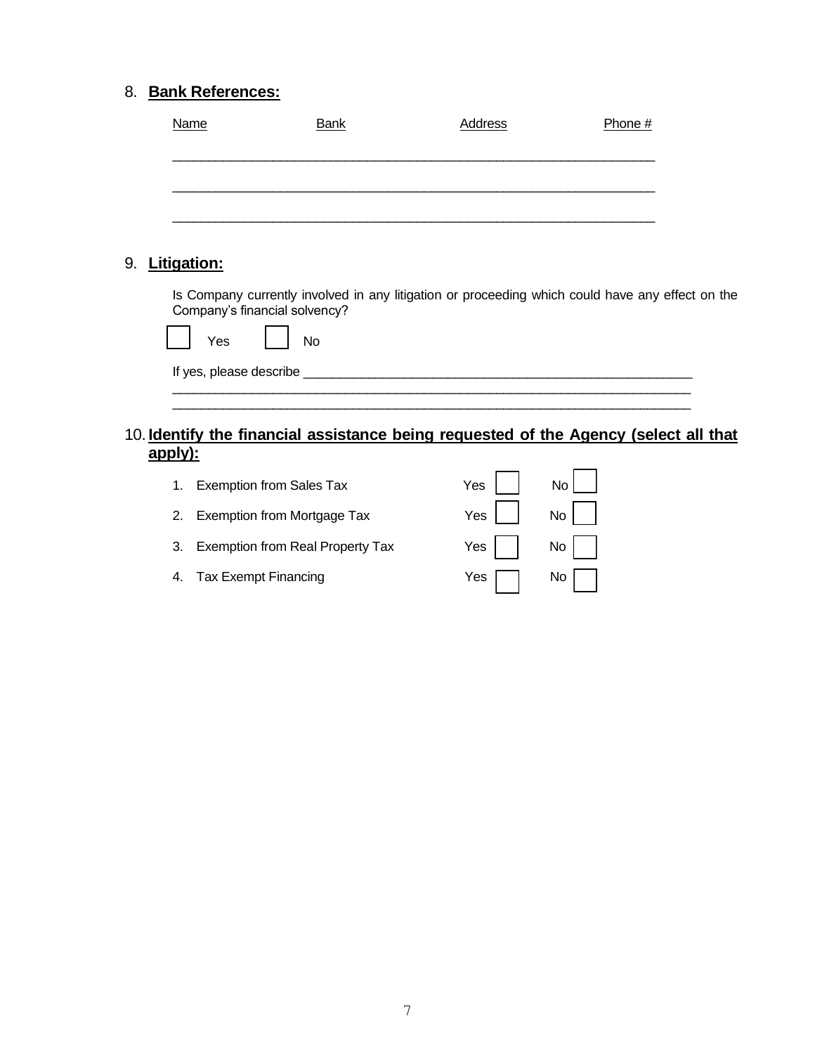8. **Bank References:**

| Name | Bank | Address | Phone # |
|---|---|---|---|
| | | | |
| | | | |
| | | | |

9. **Litigation:**

Is Company currently involved in any litigation or proceeding which could have any effect on the Company's financial solvency?

☐ Yes ☐ No

If yes, please describe ____________________________________________________________
________________________________________________________________________________
________________________________________________________________________________

10. **Identify the financial assistance being requested of the Agency (select all that apply):**

1. Exemption from Sales Tax — Yes ☐ No ☐
2. Exemption from Mortgage Tax — Yes ☐ No ☐
3. Exemption from Real Property Tax — Yes ☐ No ☐
4. Tax Exempt Financing — Yes ☐ No ☐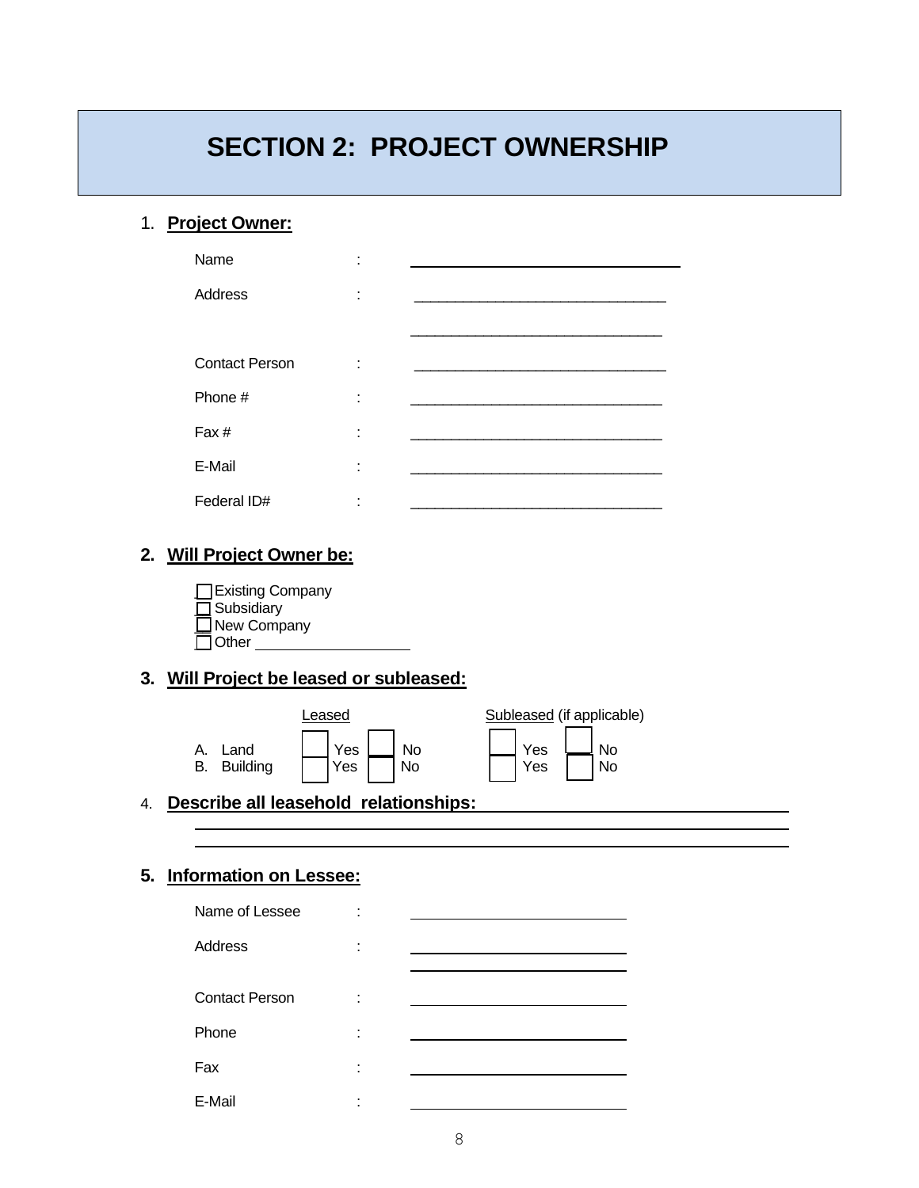# SECTION 2: PROJECT OWNERSHIP

1. **Project Owner:**

Name : ______________________________

Address : ______________________________

______________________________

Contact Person : ______________________________

Phone # : ______________________________

Fax # : ______________________________

E-Mail : ______________________________

Federal ID# : ______________________________

2. **Will Project Owner be:**

- ☐ Existing Company
- ☐ Subsidiary
- ☐ New Company
- ☐ Other ______________________________

3. **Will Project be leased or subleased:**

| | Leased | | Subleased (if applicable) | |
|---|---|---|---|---|
| A. Land | ☐ Yes | ☐ No | ☐ Yes | ☐ No |
| B. Building | ☐ Yes | ☐ No | ☐ Yes | ☐ No |

4. **Describe all leasehold relationships:** ______________________________

______________________________

______________________________

5. **Information on Lessee:**

Name of Lessee : ______________________________

Address : ______________________________

______________________________

Contact Person : ______________________________

Phone : ______________________________

Fax : ______________________________

E-Mail : ______________________________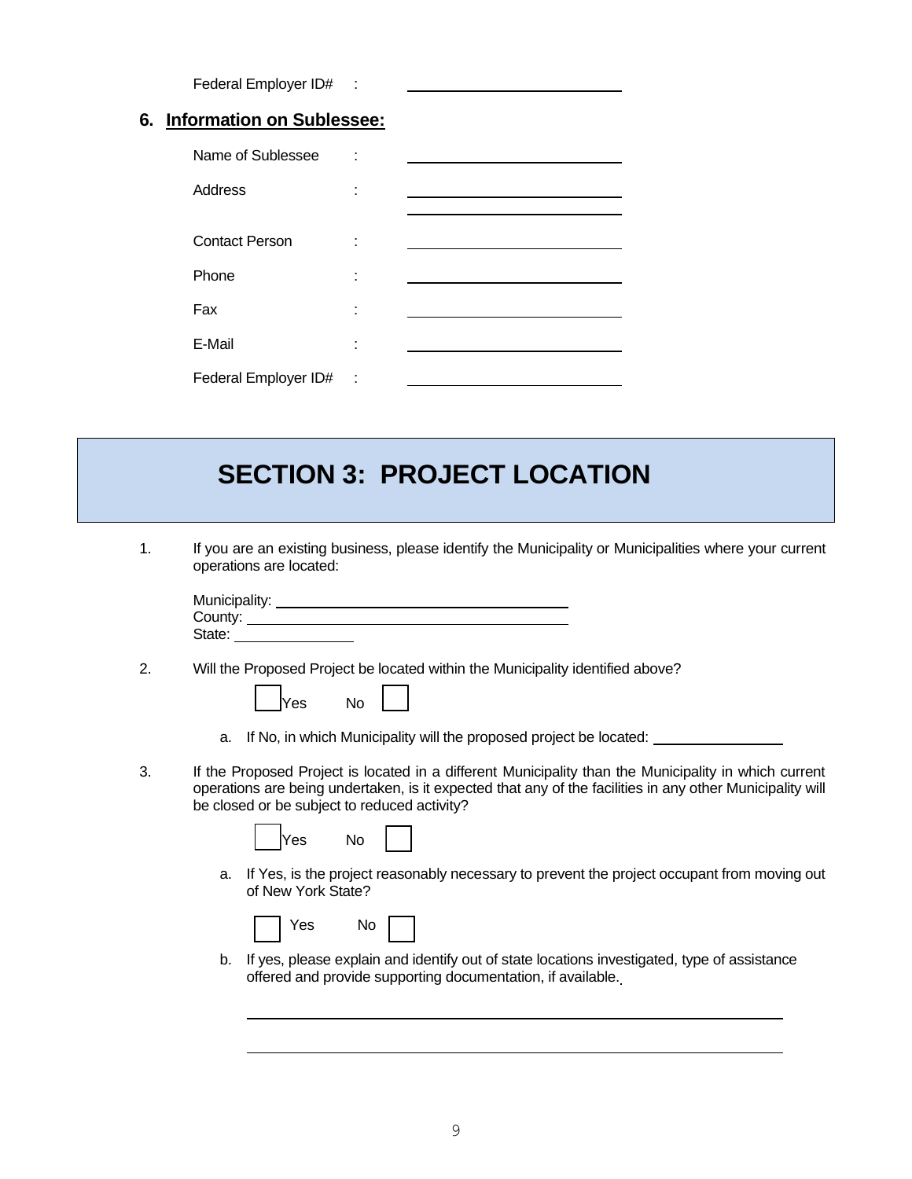Federal Employer ID# : ______________________

## 6. Information on Sublessee:

Name of Sublessee : ______________________

Address : ______________________
______________________

Contact Person : ______________________

Phone : ______________________

Fax : ______________________

E-Mail : ______________________

Federal Employer ID# : ______________________

# SECTION 3: PROJECT LOCATION

1. If you are an existing business, please identify the Municipality or Municipalities where your current operations are located:

   Municipality: ______________________
   County: ______________________
   State: ______________

2. Will the Proposed Project be located within the Municipality identified above?

   ☐ Yes ☐ No

   a. If No, in which Municipality will the proposed project be located: ______________

3. If the Proposed Project is located in a different Municipality than the Municipality in which current operations are being undertaken, is it expected that any of the facilities in any other Municipality will be closed or be subject to reduced activity?

   ☐ Yes ☐ No

   a. If Yes, is the project reasonably necessary to prevent the project occupant from moving out of New York State?

      ☐ Yes ☐ No

   b. If yes, please explain and identify out of state locations investigated, type of assistance offered and provide supporting documentation, if available.

      ______________________________________________

      ______________________________________________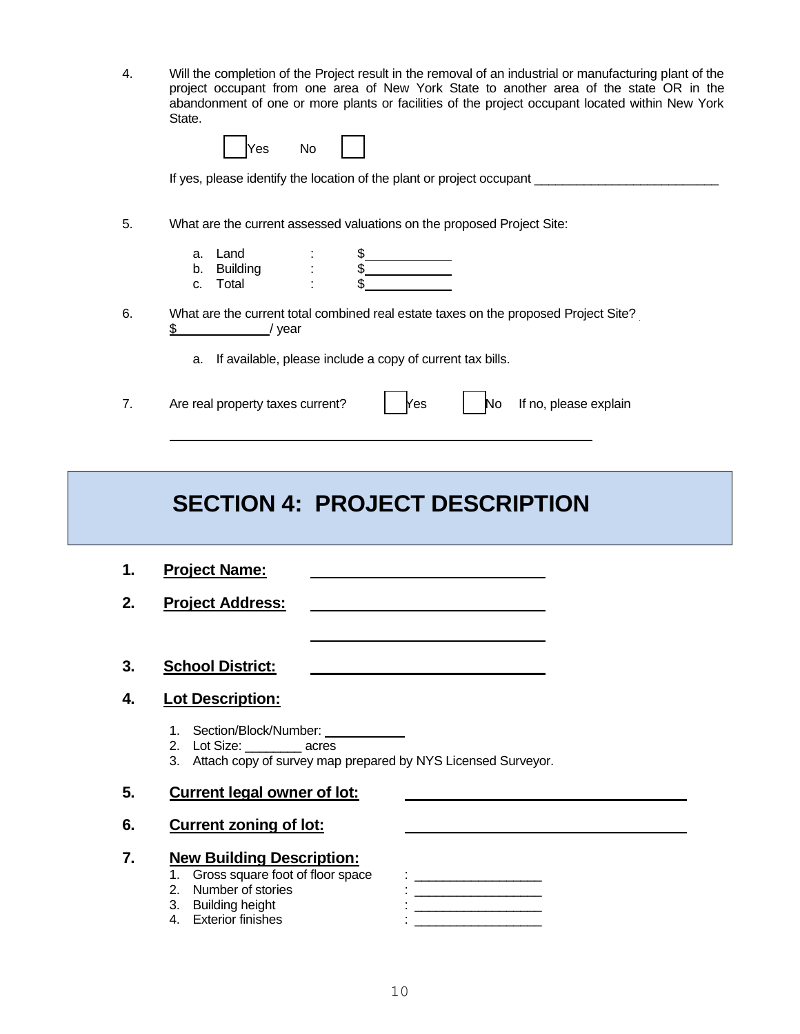4. Will the completion of the Project result in the removal of an industrial or manufacturing plant of the project occupant from one area of New York State to another area of the state OR in the abandonment of one or more plants or facilities of the project occupant located within New York State.

   ☐ Yes    No ☐

   If yes, please identify the location of the plant or project occupant ___________________________

5. What are the current assessed valuations on the proposed Project Site:

   a. Land : $____________
   b. Building : $____________
   c. Total : $____________

6. What are the current total combined real estate taxes on the proposed Project Site?
   $____________/ year

   a. If available, please include a copy of current tax bills.

7. Are real property taxes current? ☐ Yes ☐ No If no, please explain

   ______________________________________________________

# SECTION 4: PROJECT DESCRIPTION

1. **Project Name:** ______________________________

2. **Project Address:** ______________________________

   ______________________________

3. **School District:** ______________________________

4. **Lot Description:**

   1. Section/Block/Number: ___________
   2. Lot Size: ________ acres
   3. Attach copy of survey map prepared by NYS Licensed Surveyor.

5. **Current legal owner of lot:** ______________________________

6. **Current zoning of lot:** ______________________________

7. **New Building Description:**
   1. Gross square foot of floor space : _________________
   2. Number of stories : _________________
   3. Building height : _________________
   4. Exterior finishes : _________________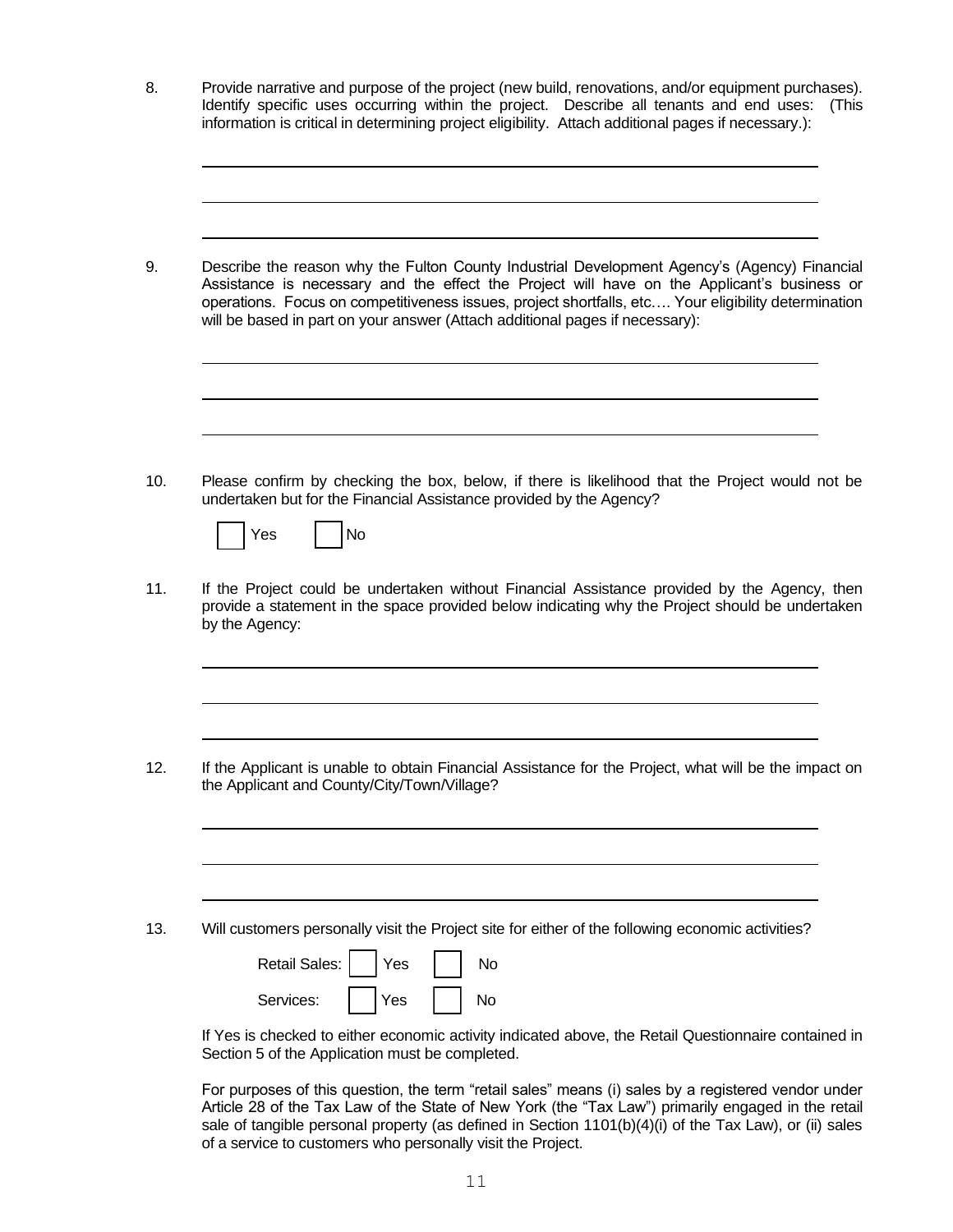8. Provide narrative and purpose of the project (new build, renovations, and/or equipment purchases). Identify specific uses occurring within the project. Describe all tenants and end uses: (This information is critical in determining project eligibility. Attach additional pages if necessary.):

\_\_\_\_\_\_\_\_\_\_\_\_\_\_\_\_\_\_\_\_\_\_\_\_\_\_\_\_\_\_\_\_\_\_\_\_\_\_\_\_\_\_\_\_\_\_\_\_\_\_\_\_\_\_\_\_\_\_\_\_

\_\_\_\_\_\_\_\_\_\_\_\_\_\_\_\_\_\_\_\_\_\_\_\_\_\_\_\_\_\_\_\_\_\_\_\_\_\_\_\_\_\_\_\_\_\_\_\_\_\_\_\_\_\_\_\_\_\_\_\_

\_\_\_\_\_\_\_\_\_\_\_\_\_\_\_\_\_\_\_\_\_\_\_\_\_\_\_\_\_\_\_\_\_\_\_\_\_\_\_\_\_\_\_\_\_\_\_\_\_\_\_\_\_\_\_\_\_\_\_\_

9. Describe the reason why the Fulton County Industrial Development Agency's (Agency) Financial Assistance is necessary and the effect the Project will have on the Applicant's business or operations. Focus on competitiveness issues, project shortfalls, etc…. Your eligibility determination will be based in part on your answer (Attach additional pages if necessary):

\_\_\_\_\_\_\_\_\_\_\_\_\_\_\_\_\_\_\_\_\_\_\_\_\_\_\_\_\_\_\_\_\_\_\_\_\_\_\_\_\_\_\_\_\_\_\_\_\_\_\_\_\_\_\_\_\_\_\_\_

\_\_\_\_\_\_\_\_\_\_\_\_\_\_\_\_\_\_\_\_\_\_\_\_\_\_\_\_\_\_\_\_\_\_\_\_\_\_\_\_\_\_\_\_\_\_\_\_\_\_\_\_\_\_\_\_\_\_\_\_

\_\_\_\_\_\_\_\_\_\_\_\_\_\_\_\_\_\_\_\_\_\_\_\_\_\_\_\_\_\_\_\_\_\_\_\_\_\_\_\_\_\_\_\_\_\_\_\_\_\_\_\_\_\_\_\_\_\_\_\_

10. Please confirm by checking the box, below, if there is likelihood that the Project would not be undertaken but for the Financial Assistance provided by the Agency?

☐ Yes ☐ No

11. If the Project could be undertaken without Financial Assistance provided by the Agency, then provide a statement in the space provided below indicating why the Project should be undertaken by the Agency:

\_\_\_\_\_\_\_\_\_\_\_\_\_\_\_\_\_\_\_\_\_\_\_\_\_\_\_\_\_\_\_\_\_\_\_\_\_\_\_\_\_\_\_\_\_\_\_\_\_\_\_\_\_\_\_\_\_\_\_\_

\_\_\_\_\_\_\_\_\_\_\_\_\_\_\_\_\_\_\_\_\_\_\_\_\_\_\_\_\_\_\_\_\_\_\_\_\_\_\_\_\_\_\_\_\_\_\_\_\_\_\_\_\_\_\_\_\_\_\_\_

\_\_\_\_\_\_\_\_\_\_\_\_\_\_\_\_\_\_\_\_\_\_\_\_\_\_\_\_\_\_\_\_\_\_\_\_\_\_\_\_\_\_\_\_\_\_\_\_\_\_\_\_\_\_\_\_\_\_\_\_

12. If the Applicant is unable to obtain Financial Assistance for the Project, what will be the impact on the Applicant and County/City/Town/Village?

\_\_\_\_\_\_\_\_\_\_\_\_\_\_\_\_\_\_\_\_\_\_\_\_\_\_\_\_\_\_\_\_\_\_\_\_\_\_\_\_\_\_\_\_\_\_\_\_\_\_\_\_\_\_\_\_\_\_\_\_

\_\_\_\_\_\_\_\_\_\_\_\_\_\_\_\_\_\_\_\_\_\_\_\_\_\_\_\_\_\_\_\_\_\_\_\_\_\_\_\_\_\_\_\_\_\_\_\_\_\_\_\_\_\_\_\_\_\_\_\_

\_\_\_\_\_\_\_\_\_\_\_\_\_\_\_\_\_\_\_\_\_\_\_\_\_\_\_\_\_\_\_\_\_\_\_\_\_\_\_\_\_\_\_\_\_\_\_\_\_\_\_\_\_\_\_\_\_\_\_\_

13. Will customers personally visit the Project site for either of the following economic activities?

Retail Sales: ☐ Yes ☐ No

Services: ☐ Yes ☐ No

If Yes is checked to either economic activity indicated above, the Retail Questionnaire contained in Section 5 of the Application must be completed.

For purposes of this question, the term "retail sales" means (i) sales by a registered vendor under Article 28 of the Tax Law of the State of New York (the "Tax Law") primarily engaged in the retail sale of tangible personal property (as defined in Section 1101(b)(4)(i) of the Tax Law), or (ii) sales of a service to customers who personally visit the Project.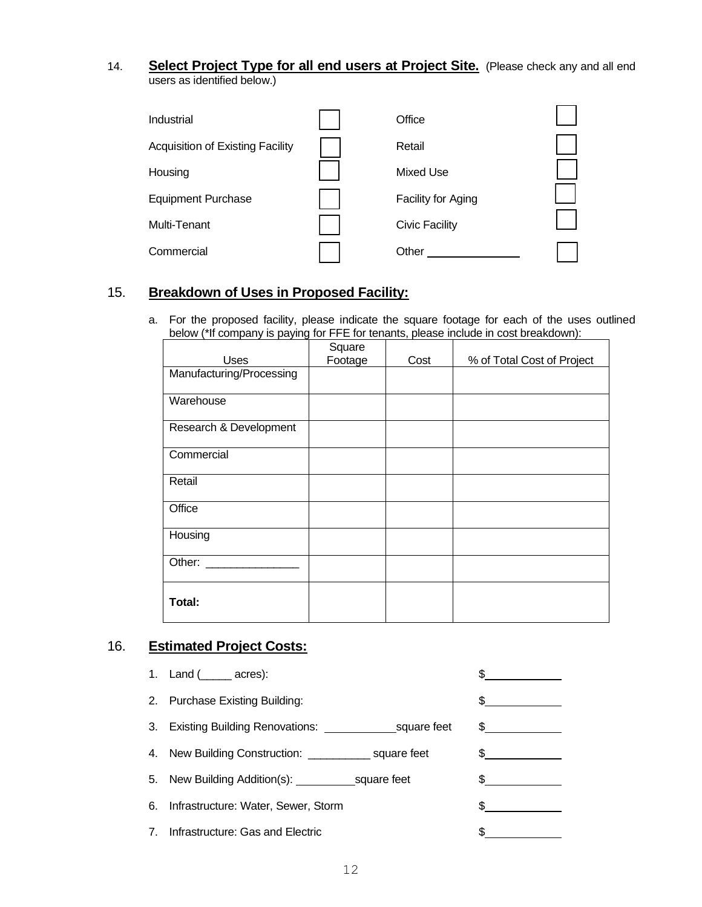14. **Select Project Type for all end users at Project Site.** (Please check any and all end users as identified below.)

| | | | |
|---|---|---|---|
| Industrial | ☐ | Office | ☐ |
| Acquisition of Existing Facility | ☐ | Retail | ☐ |
| Housing | ☐ | Mixed Use | ☐ |
| Equipment Purchase | ☐ | Facility for Aging | ☐ |
| Multi-Tenant | ☐ | Civic Facility | ☐ |
| Commercial | ☐ | Other ______________ | ☐ |

## 15. Breakdown of Uses in Proposed Facility:

a. For the proposed facility, please indicate the square footage for each of the uses outlined below (*If company is paying for FFE for tenants, please include in cost breakdown):

| Uses | Square Footage | Cost | % of Total Cost of Project |
|---|---|---|---|
| Manufacturing/Processing | | | |
| Warehouse | | | |
| Research & Development | | | |
| Commercial | | | |
| Retail | | | |
| Office | | | |
| Housing | | | |
| Other: _______________ | | | |
| **Total:** | | | |

## 16. Estimated Project Costs:

1. Land (_____ acres): $____________
2. Purchase Existing Building: $____________
3. Existing Building Renovations: ___________square feet $____________
4. New Building Construction: __________ square feet $____________
5. New Building Addition(s): _________square feet $____________
6. Infrastructure: Water, Sewer, Storm $____________
7. Infrastructure: Gas and Electric $____________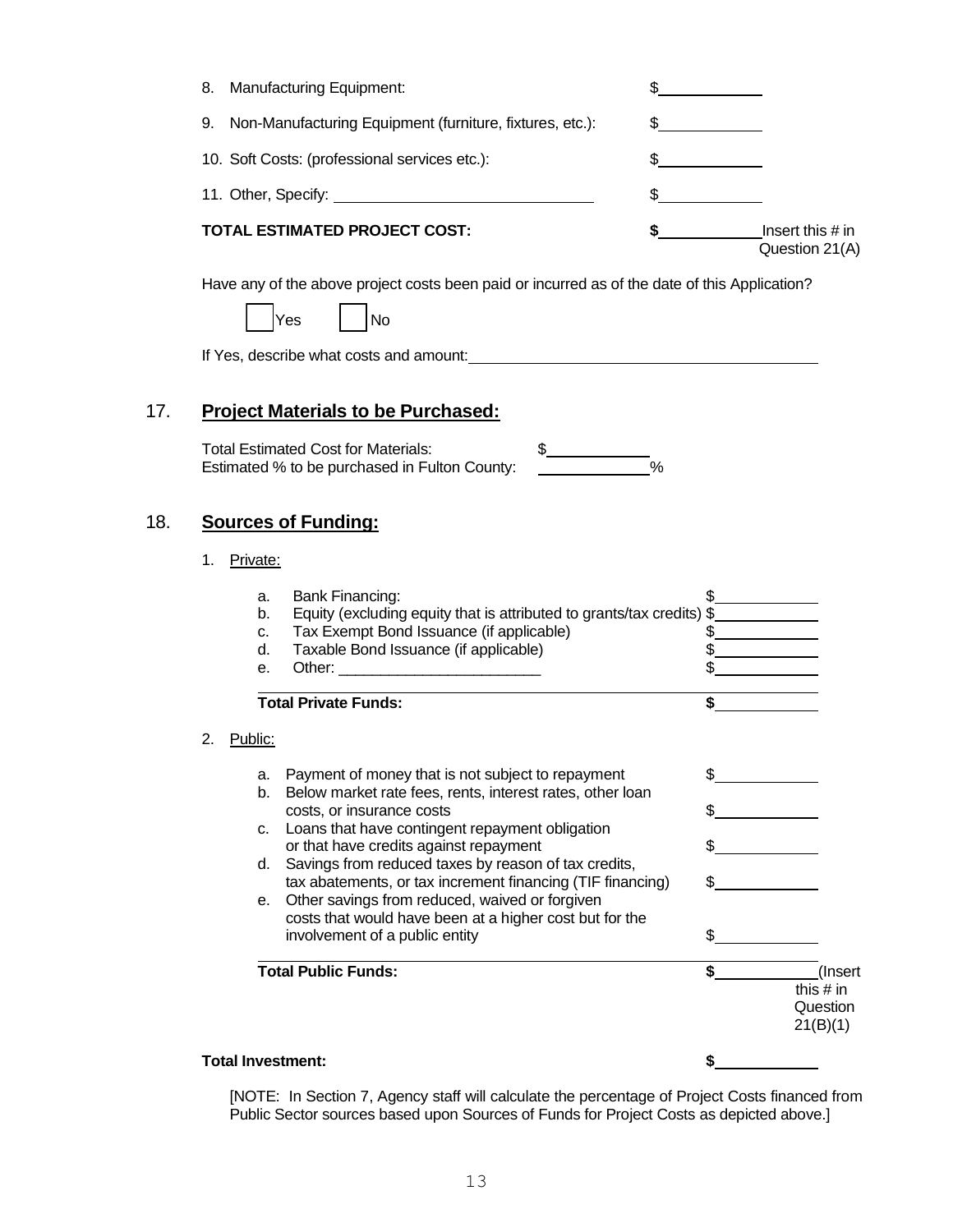8. Manufacturing Equipment: $\_\_\_\_\_\_\_\_\_\_

9. Non-Manufacturing Equipment (furniture, fixtures, etc.): $\_\_\_\_\_\_\_\_\_\_

10. Soft Costs: (professional services etc.): $\_\_\_\_\_\_\_\_\_\_

11. Other, Specify: \_\_\_\_\_\_\_\_\_\_\_\_\_\_\_\_\_\_\_\_\_\_\_\_ $\_\_\_\_\_\_\_\_\_\_

**TOTAL ESTIMATED PROJECT COST:** **$**\_\_\_\_\_\_\_\_\_\_ Insert this # in Question 21(A)

Have any of the above project costs been paid or incurred as of the date of this Application?

☐ Yes ☐ No

If Yes, describe what costs and amount: \_\_\_\_\_\_\_\_\_\_\_\_\_\_\_\_\_\_\_\_\_\_\_\_\_\_\_\_\_\_\_\_

## 17. <u>Project Materials to be Purchased:</u>

Total Estimated Cost for Materials: $\_\_\_\_\_\_\_\_\_\_

Estimated % to be purchased in Fulton County: \_\_\_\_\_\_\_\_\_\_%

## 18. <u>Sources of Funding:</u>

1. <u>Private:</u>

| | | |
|---|---|---|
| a. | Bank Financing: | $\_\_\_\_\_\_\_\_\_\_ |
| b. | Equity (excluding equity that is attributed to grants/tax credits) | $\_\_\_\_\_\_\_\_\_\_ |
| c. | Tax Exempt Bond Issuance (if applicable) | $\_\_\_\_\_\_\_\_\_\_ |
| d. | Taxable Bond Issuance (if applicable) | $\_\_\_\_\_\_\_\_\_\_ |
| e. | Other: \_\_\_\_\_\_\_\_\_\_\_\_\_\_\_\_\_\_\_\_ | $\_\_\_\_\_\_\_\_\_\_ |
| | **Total Private Funds:** | **$**\_\_\_\_\_\_\_\_\_\_ |

2. <u>Public:</u>

| | | |
|---|---|---|
| a. | Payment of money that is not subject to repayment | $\_\_\_\_\_\_\_\_\_\_ |
| b. | Below market rate fees, rents, interest rates, other loan costs, or insurance costs | $\_\_\_\_\_\_\_\_\_\_ |
| c. | Loans that have contingent repayment obligation or that have credits against repayment | $\_\_\_\_\_\_\_\_\_\_ |
| d. | Savings from reduced taxes by reason of tax credits, tax abatements, or tax increment financing (TIF financing) | $\_\_\_\_\_\_\_\_\_\_ |
| e. | Other savings from reduced, waived or forgiven costs that would have been at a higher cost but for the involvement of a public entity | $\_\_\_\_\_\_\_\_\_\_ |
| | **Total Public Funds:** | **$**\_\_\_\_\_\_\_\_\_\_ (Insert this # in Question 21(B)(1) |

**Total Investment:** **$**\_\_\_\_\_\_\_\_\_\_

[NOTE: In Section 7, Agency staff will calculate the percentage of Project Costs financed from Public Sector sources based upon Sources of Funds for Project Costs as depicted above.]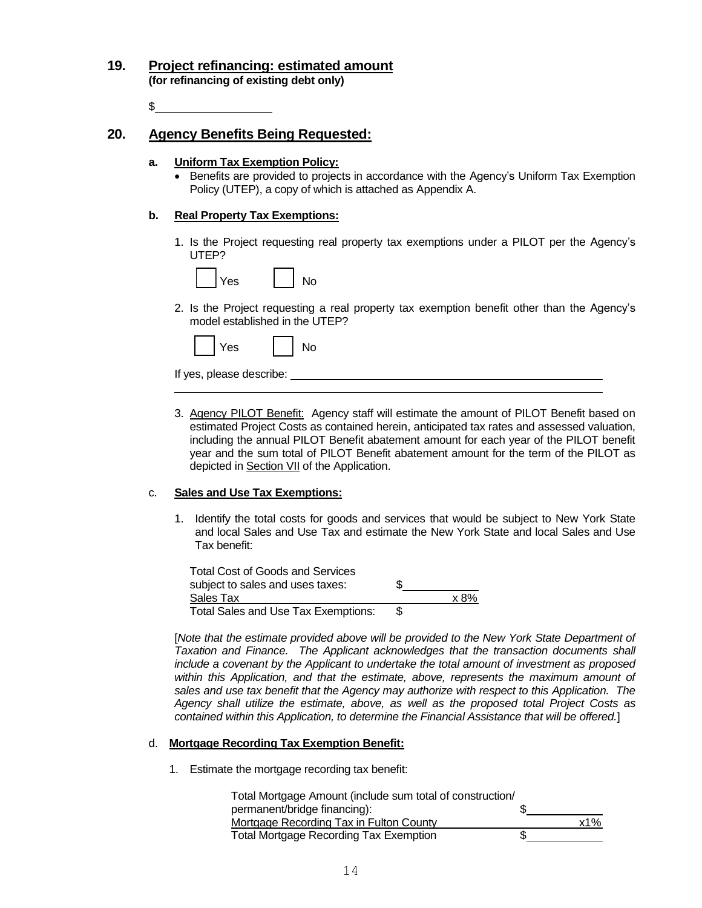## 19. Project refinancing: estimated amount

**(for refinancing of existing debt only)**

$\_\_\_\_\_\_\_\_\_\_\_\_\_\_\_\_\_\_

## 20. Agency Benefits Being Requested:

### a. Uniform Tax Exemption Policy:

- Benefits are provided to projects in accordance with the Agency's Uniform Tax Exemption Policy (UTEP), a copy of which is attached as Appendix A.

### b. Real Property Tax Exemptions:

1. Is the Project requesting real property tax exemptions under a PILOT per the Agency's UTEP?

   ☐ Yes ☐ No

2. Is the Project requesting a real property tax exemption benefit other than the Agency's model established in the UTEP?

   ☐ Yes ☐ No

   If yes, please describe: \_\_\_\_\_\_\_\_\_\_\_\_\_\_\_\_\_\_\_\_\_\_\_\_\_\_\_\_\_\_\_\_\_\_\_\_\_\_\_\_\_\_\_\_\_\_\_\_

   \_\_\_\_\_\_\_\_\_\_\_\_\_\_\_\_\_\_\_\_\_\_\_\_\_\_\_\_\_\_\_\_\_\_\_\_\_\_\_\_\_\_\_\_\_\_\_\_\_\_\_\_\_\_\_\_\_\_\_\_\_\_\_\_\_\_\_\_

3. Agency PILOT Benefit: Agency staff will estimate the amount of PILOT Benefit based on estimated Project Costs as contained herein, anticipated tax rates and assessed valuation, including the annual PILOT Benefit abatement amount for each year of the PILOT benefit year and the sum total of PILOT Benefit abatement amount for the term of the PILOT as depicted in Section VII of the Application.

### c. Sales and Use Tax Exemptions:

1. Identify the total costs for goods and services that would be subject to New York State and local Sales and Use Tax and estimate the New York State and local Sales and Use Tax benefit:

| | |
|---|---|
| Total Cost of Goods and Services subject to sales and uses taxes: | $\_\_\_\_\_\_\_\_\_\_\_\_ |
| Sales Tax | x 8% |
| Total Sales and Use Tax Exemptions: | $ |

[*Note that the estimate provided above will be provided to the New York State Department of Taxation and Finance. The Applicant acknowledges that the transaction documents shall include a covenant by the Applicant to undertake the total amount of investment as proposed within this Application, and that the estimate, above, represents the maximum amount of sales and use tax benefit that the Agency may authorize with respect to this Application. The Agency shall utilize the estimate, above, as well as the proposed total Project Costs as contained within this Application, to determine the Financial Assistance that will be offered.*]

### d. Mortgage Recording Tax Exemption Benefit:

1. Estimate the mortgage recording tax benefit:

| | |
|---|---|
| Total Mortgage Amount (include sum total of construction/ permanent/bridge financing): | $\_\_\_\_\_\_\_\_\_\_\_\_ |
| Mortgage Recording Tax in Fulton County | x1% |
| Total Mortgage Recording Tax Exemption | $\_\_\_\_\_\_\_\_\_\_\_\_ |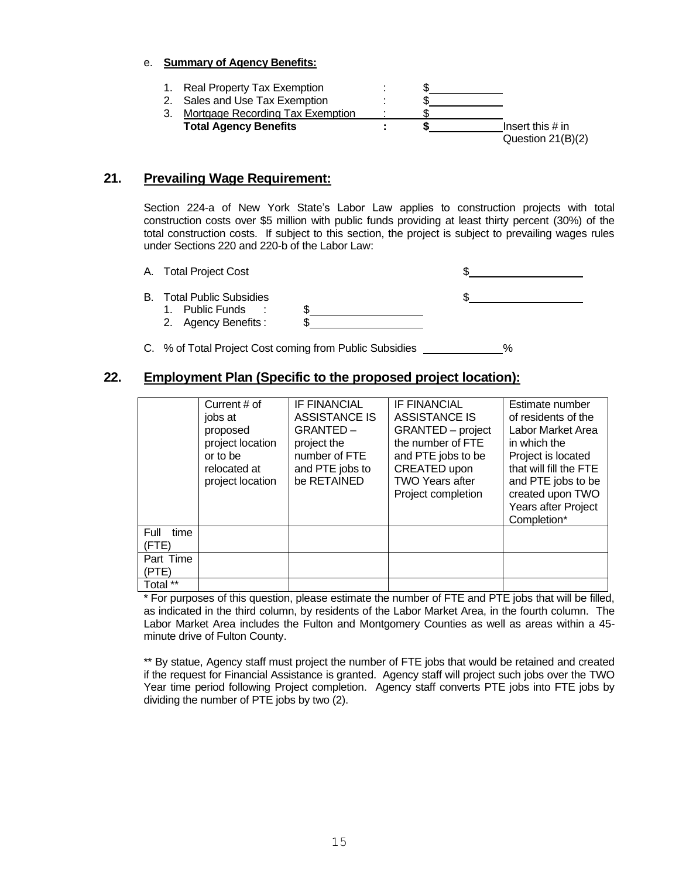e. **Summary of Agency Benefits:**

1. Real Property Tax Exemption : $\_\_\_\_\_\_\_\_\_\_
2. Sales and Use Tax Exemption : $\_\_\_\_\_\_\_\_\_\_
3. Mortgage Recording Tax Exemption : $\_\_\_\_\_\_\_\_\_\_

**Total Agency Benefits : $**\_\_\_\_\_\_\_\_\_\_ Insert this # in Question 21(B)(2)

## 21. Prevailing Wage Requirement:

Section 224-a of New York State's Labor Law applies to construction projects with total construction costs over $5 million with public funds providing at least thirty percent (30%) of the total construction costs. If subject to this section, the project is subject to prevailing wages rules under Sections 220 and 220-b of the Labor Law:

A. Total Project Cost $\_\_\_\_\_\_\_\_\_\_\_\_\_\_\_\_

B. Total Public Subsidies $\_\_\_\_\_\_\_\_\_\_\_\_\_\_\_\_

1. Public Funds : $\_\_\_\_\_\_\_\_\_\_\_\_\_\_\_\_
2. Agency Benefits : $\_\_\_\_\_\_\_\_\_\_\_\_\_\_\_\_

C. % of Total Project Cost coming from Public Subsidies \_\_\_\_\_\_\_\_\_\_\_%

## 22. Employment Plan (Specific to the proposed project location):

| | Current # of jobs at proposed project location or to be relocated at project location | IF FINANCIAL ASSISTANCE IS GRANTED – project the number of FTE and PTE jobs to be RETAINED | IF FINANCIAL ASSISTANCE IS GRANTED – project the number of FTE and PTE jobs to be CREATED upon TWO Years after Project completion | Estimate number of residents of the Labor Market Area in which the Project is located that will fill the FTE and PTE jobs to be created upon TWO Years after Project Completion* |
|---|---|---|---|---|
| Full time (FTE) | | | | |
| Part Time (PTE) | | | | |
| Total ** | | | | |

* For purposes of this question, please estimate the number of FTE and PTE jobs that will be filled, as indicated in the third column, by residents of the Labor Market Area, in the fourth column. The Labor Market Area includes the Fulton and Montgomery Counties as well as areas within a 45-minute drive of Fulton County.

** By statue, Agency staff must project the number of FTE jobs that would be retained and created if the request for Financial Assistance is granted. Agency staff will project such jobs over the TWO Year time period following Project completion. Agency staff converts PTE jobs into FTE jobs by dividing the number of PTE jobs by two (2).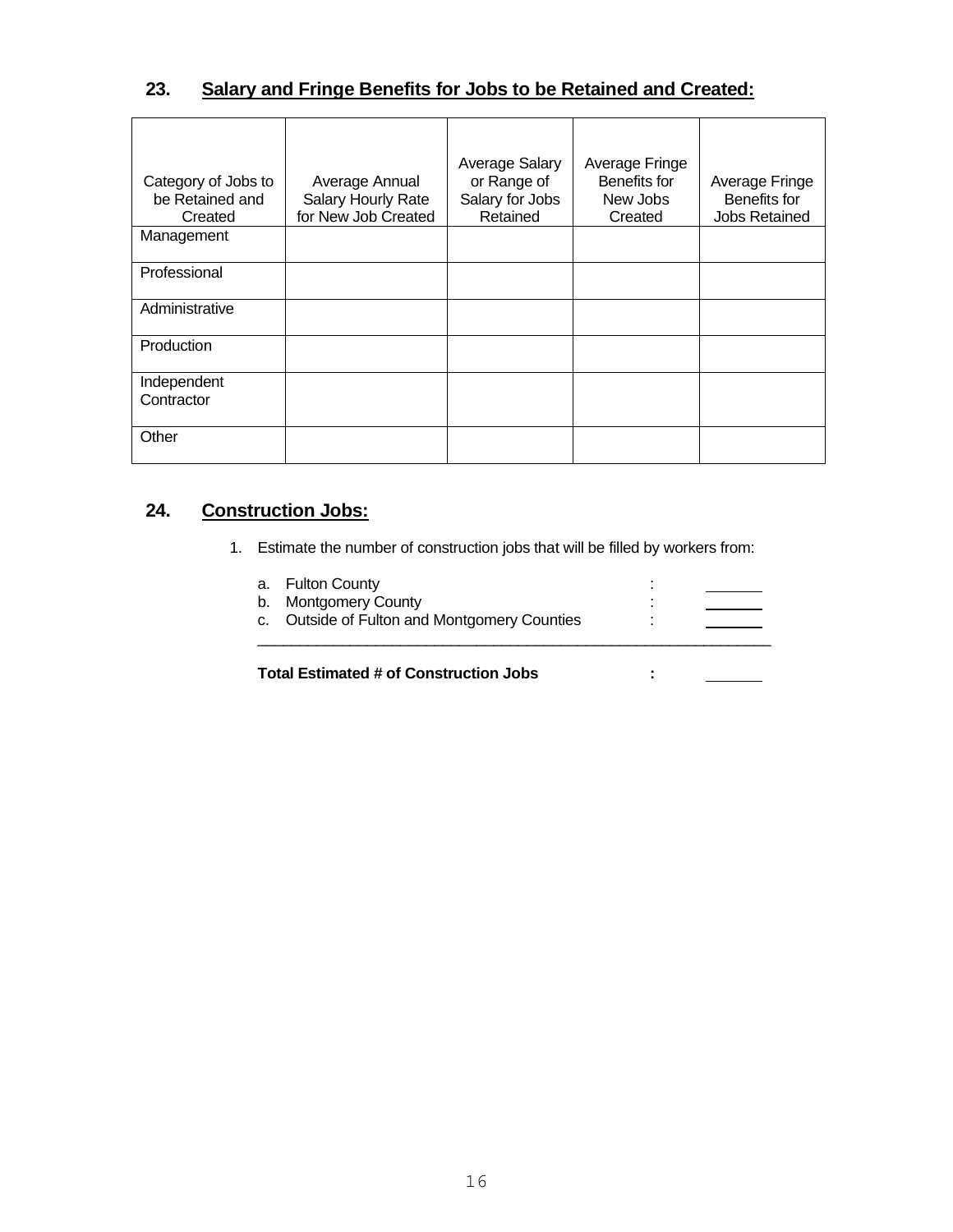## 23. Salary and Fringe Benefits for Jobs to be Retained and Created:

| Category of Jobs to be Retained and Created | Average Annual Salary Hourly Rate for New Job Created | Average Salary or Range of Salary for Jobs Retained | Average Fringe Benefits for New Jobs Created | Average Fringe Benefits for Jobs Retained |
|---|---|---|---|---|
| Management | | | | |
| Professional | | | | |
| Administrative | | | | |
| Production | | | | |
| Independent Contractor | | | | |
| Other | | | | |

## 24. Construction Jobs:

1. Estimate the number of construction jobs that will be filled by workers from:

   a. Fulton County : \_\_\_\_\_\_\_
   b. Montgomery County : \_\_\_\_\_\_\_
   c. Outside of Fulton and Montgomery Counties : \_\_\_\_\_\_\_

   **Total Estimated # of Construction Jobs :** \_\_\_\_\_\_\_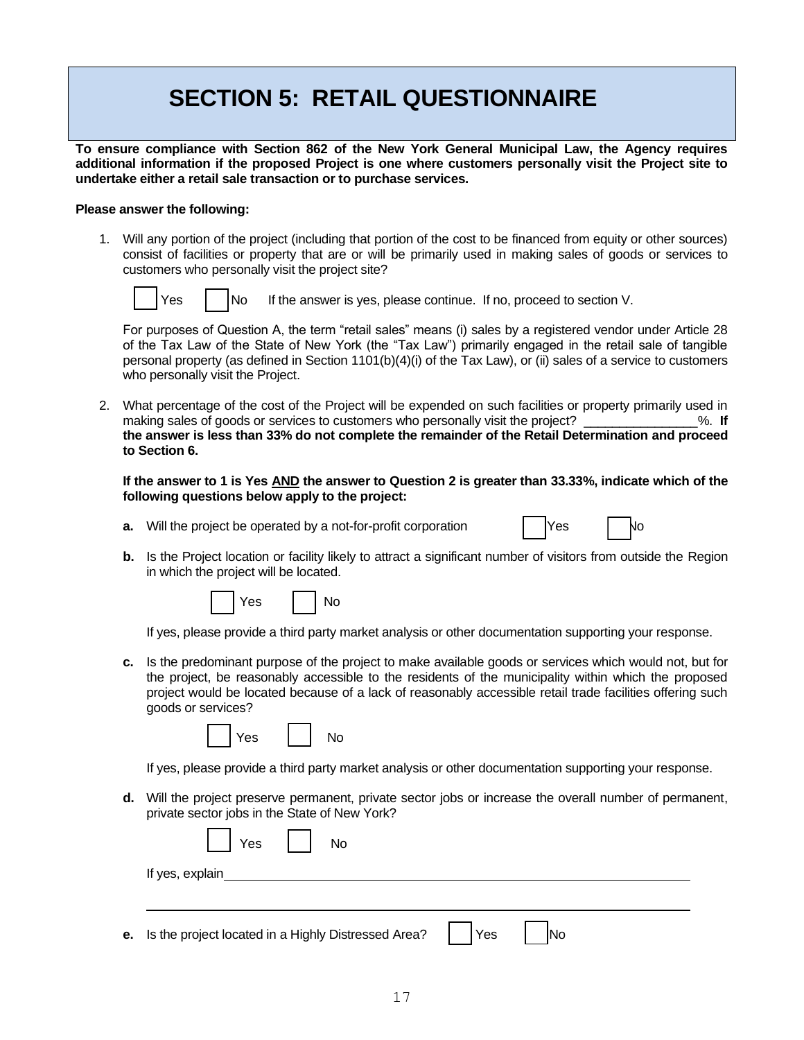# SECTION 5: RETAIL QUESTIONNAIRE

**To ensure compliance with Section 862 of the New York General Municipal Law, the Agency requires additional information if the proposed Project is one where customers personally visit the Project site to undertake either a retail sale transaction or to purchase services.**

**Please answer the following:**

1. Will any portion of the project (including that portion of the cost to be financed from equity or other sources) consist of facilities or property that are or will be primarily used in making sales of goods or services to customers who personally visit the project site?

   ☐ Yes ☐ No If the answer is yes, please continue. If no, proceed to section V.

   For purposes of Question A, the term "retail sales" means (i) sales by a registered vendor under Article 28 of the Tax Law of the State of New York (the "Tax Law") primarily engaged in the retail sale of tangible personal property (as defined in Section 1101(b)(4)(i) of the Tax Law), or (ii) sales of a service to customers who personally visit the Project.

2. What percentage of the cost of the Project will be expended on such facilities or property primarily used in making sales of goods or services to customers who personally visit the project? _______________%. **If the answer is less than 33% do not complete the remainder of the Retail Determination and proceed to Section 6.**

   **If the answer to 1 is Yes <u>AND</u> the answer to Question 2 is greater than 33.33%, indicate which of the following questions below apply to the project:**

   **a.** Will the project be operated by a not-for-profit corporation ☐ Yes ☐ No

   **b.** Is the Project location or facility likely to attract a significant number of visitors from outside the Region in which the project will be located.

   ☐ Yes ☐ No

   If yes, please provide a third party market analysis or other documentation supporting your response.

   **c.** Is the predominant purpose of the project to make available goods or services which would not, but for the project, be reasonably accessible to the residents of the municipality within which the proposed project would be located because of a lack of reasonably accessible retail trade facilities offering such goods or services?

   ☐ Yes ☐ No

   If yes, please provide a third party market analysis or other documentation supporting your response.

   **d.** Will the project preserve permanent, private sector jobs or increase the overall number of permanent, private sector jobs in the State of New York?

   ☐ Yes ☐ No

   If yes, explain_______________________________________________________________

   ___________________________________________________________________________

   **e.** Is the project located in a Highly Distressed Area? ☐ Yes ☐ No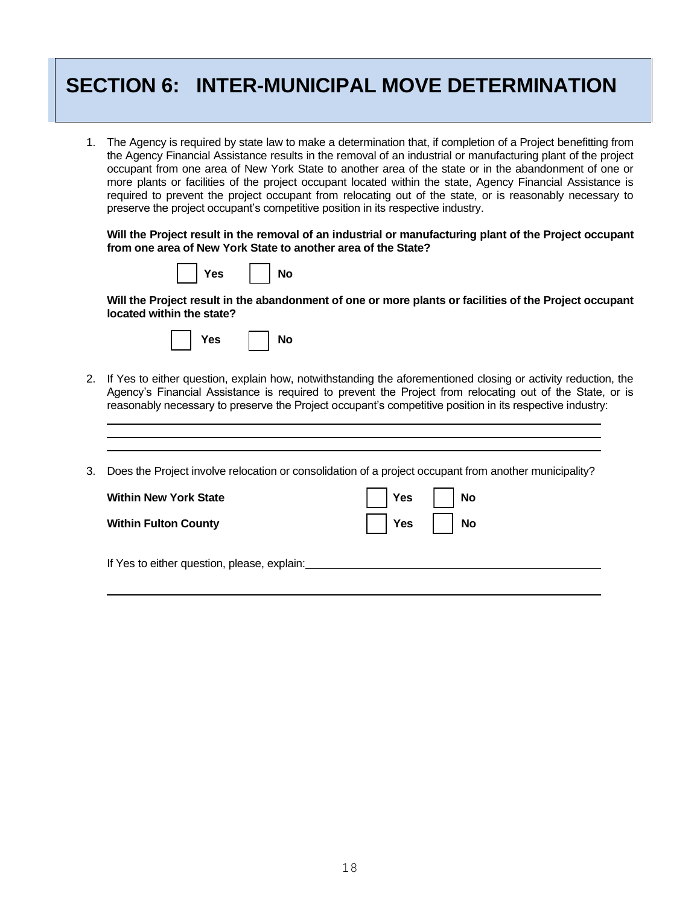# SECTION 6: INTER-MUNICIPAL MOVE DETERMINATION

1. The Agency is required by state law to make a determination that, if completion of a Project benefitting from the Agency Financial Assistance results in the removal of an industrial or manufacturing plant of the project occupant from one area of New York State to another area of the state or in the abandonment of one or more plants or facilities of the project occupant located within the state, Agency Financial Assistance is required to prevent the project occupant from relocating out of the state, or is reasonably necessary to preserve the project occupant's competitive position in its respective industry.

   **Will the Project result in the removal of an industrial or manufacturing plant of the Project occupant from one area of New York State to another area of the State?**

   ☐ **Yes** ☐ **No**

   **Will the Project result in the abandonment of one or more plants or facilities of the Project occupant located within the state?**

   ☐ **Yes** ☐ **No**

2. If Yes to either question, explain how, notwithstanding the aforementioned closing or activity reduction, the Agency's Financial Assistance is required to prevent the Project from relocating out of the State, or is reasonably necessary to preserve the Project occupant's competitive position in its respective industry:

   \_\_\_\_\_\_\_\_\_\_\_\_\_\_\_\_\_\_\_\_\_\_\_\_\_\_\_\_\_\_\_\_\_\_\_\_\_\_\_\_\_\_\_\_\_\_\_\_\_\_\_\_\_\_\_\_

   \_\_\_\_\_\_\_\_\_\_\_\_\_\_\_\_\_\_\_\_\_\_\_\_\_\_\_\_\_\_\_\_\_\_\_\_\_\_\_\_\_\_\_\_\_\_\_\_\_\_\_\_\_\_\_\_

   \_\_\_\_\_\_\_\_\_\_\_\_\_\_\_\_\_\_\_\_\_\_\_\_\_\_\_\_\_\_\_\_\_\_\_\_\_\_\_\_\_\_\_\_\_\_\_\_\_\_\_\_\_\_\_\_

3. Does the Project involve relocation or consolidation of a project occupant from another municipality?

   **Within New York State** ☐ **Yes** ☐ **No**

   **Within Fulton County** ☐ **Yes** ☐ **No**

   If Yes to either question, please, explain: \_\_\_\_\_\_\_\_\_\_\_\_\_\_\_\_\_\_\_\_\_\_\_\_\_\_\_\_\_\_\_\_\_\_\_\_\_\_\_\_

   \_\_\_\_\_\_\_\_\_\_\_\_\_\_\_\_\_\_\_\_\_\_\_\_\_\_\_\_\_\_\_\_\_\_\_\_\_\_\_\_\_\_\_\_\_\_\_\_\_\_\_\_\_\_\_\_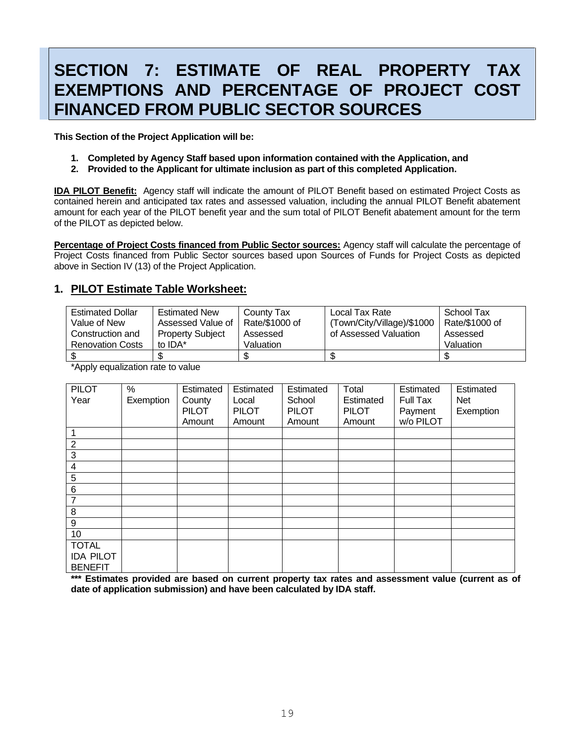# SECTION 7: ESTIMATE OF REAL PROPERTY TAX EXEMPTIONS AND PERCENTAGE OF PROJECT COST FINANCED FROM PUBLIC SECTOR SOURCES

**This Section of the Project Application will be:**

1. **Completed by Agency Staff based upon information contained with the Application, and**
2. **Provided to the Applicant for ultimate inclusion as part of this completed Application.**

**IDA PILOT Benefit:** Agency staff will indicate the amount of PILOT Benefit based on estimated Project Costs as contained herein and anticipated tax rates and assessed valuation, including the annual PILOT Benefit abatement amount for each year of the PILOT benefit year and the sum total of PILOT Benefit abatement amount for the term of the PILOT as depicted below.

**Percentage of Project Costs financed from Public Sector sources:** Agency staff will calculate the percentage of Project Costs financed from Public Sector sources based upon Sources of Funds for Project Costs as depicted above in Section IV (13) of the Project Application.

## 1. PILOT Estimate Table Worksheet:

| Estimated Dollar Value of New Construction and Renovation Costs | Estimated New Assessed Value of Property Subject to IDA* | County Tax Rate/$1000 of Assessed Valuation | Local Tax Rate (Town/City/Village)/$1000 of Assessed Valuation | School Tax Rate/$1000 of Assessed Valuation |
|---|---|---|---|---|
| $ | $ | $ | $ | $ |

*Apply equalization rate to value

| PILOT Year | % Exemption | Estimated County PILOT Amount | Estimated Local PILOT Amount | Estimated School PILOT Amount | Total Estimated PILOT Amount | Estimated Full Tax Payment w/o PILOT | Estimated Net Exemption |
|---|---|---|---|---|---|---|---|
| 1 | | | | | | | |
| 2 | | | | | | | |
| 3 | | | | | | | |
| 4 | | | | | | | |
| 5 | | | | | | | |
| 6 | | | | | | | |
| 7 | | | | | | | |
| 8 | | | | | | | |
| 9 | | | | | | | |
| 10 | | | | | | | |
| TOTAL IDA PILOT BENEFIT | | | | | | | |

**\*\*\* Estimates provided are based on current property tax rates and assessment value (current as of date of application submission) and have been calculated by IDA staff.**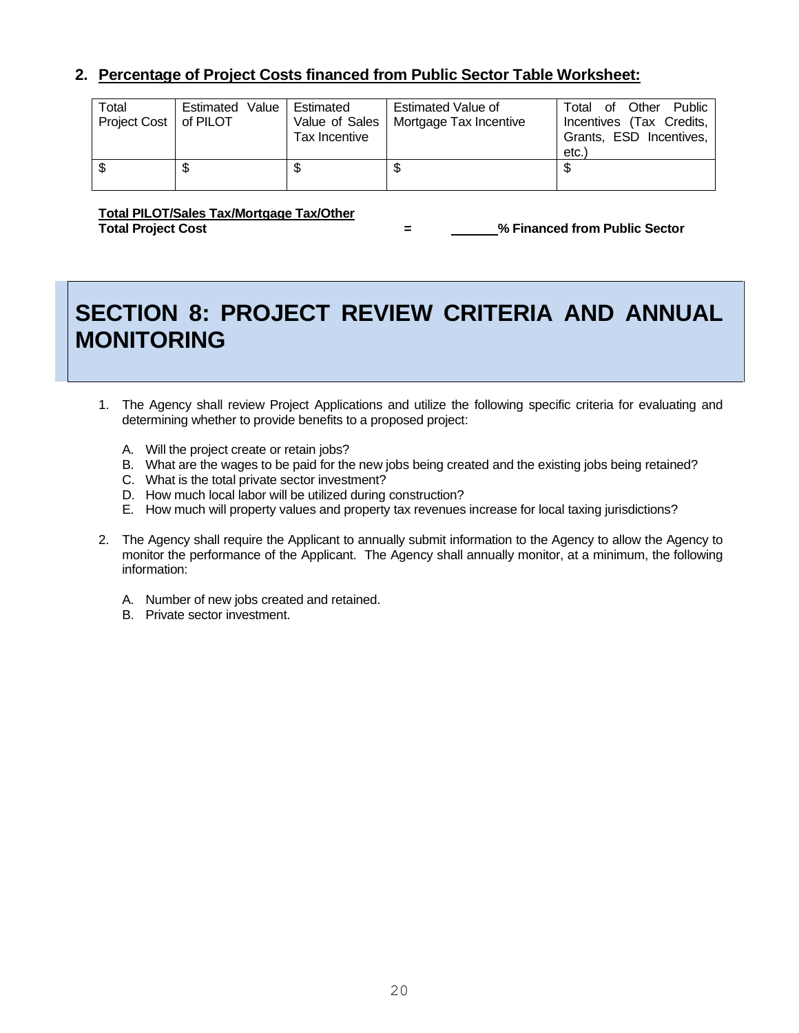## 2. Percentage of Project Costs financed from Public Sector Table Worksheet:

| Total Project Cost | Estimated Value of PILOT | Estimated Value of Sales Tax Incentive | Estimated Value of Mortgage Tax Incentive | Total of Other Public Incentives (Tax Credits, Grants, ESD Incentives, etc.) |
|---|---|---|---|---|
| $ | $ | $ | $ | $ |

**Total PILOT/Sales Tax/Mortgage Tax/Other**
**Total Project Cost** **=** ______**% Financed from Public Sector**

# SECTION 8: PROJECT REVIEW CRITERIA AND ANNUAL MONITORING

1. The Agency shall review Project Applications and utilize the following specific criteria for evaluating and determining whether to provide benefits to a proposed project:

   A. Will the project create or retain jobs?
   B. What are the wages to be paid for the new jobs being created and the existing jobs being retained?
   C. What is the total private sector investment?
   D. How much local labor will be utilized during construction?
   E. How much will property values and property tax revenues increase for local taxing jurisdictions?

2. The Agency shall require the Applicant to annually submit information to the Agency to allow the Agency to monitor the performance of the Applicant. The Agency shall annually monitor, at a minimum, the following information:

   A. Number of new jobs created and retained.
   B. Private sector investment.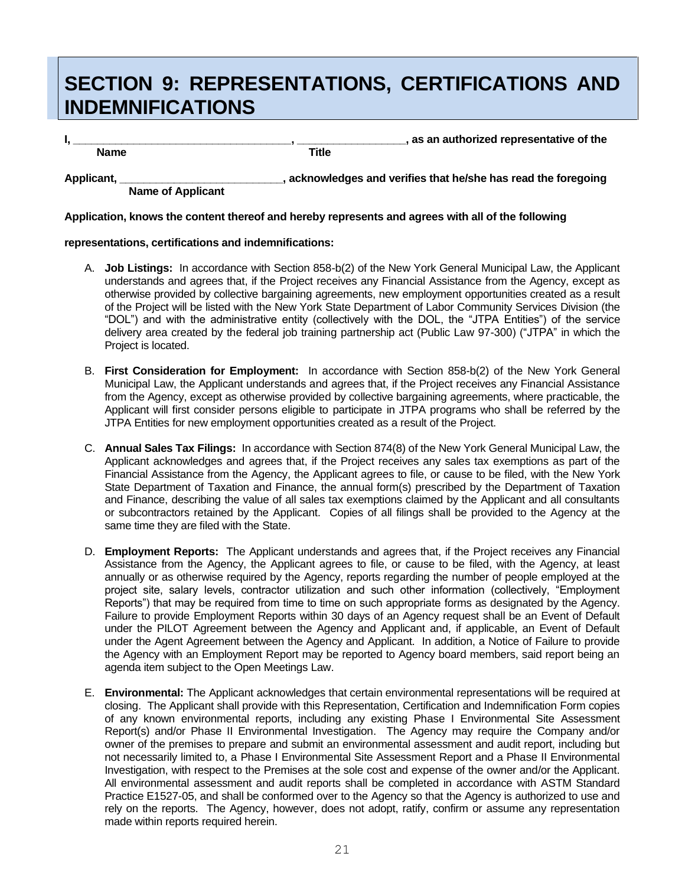# SECTION 9: REPRESENTATIONS, CERTIFICATIONS AND INDEMNIFICATIONS

**I, ___________________________________, _________________, as an authorized representative of the**
**Name Title**

**Applicant, _________________________, acknowledges and verifies that he/she has read the foregoing**
**Name of Applicant**

**Application, knows the content thereof and hereby represents and agrees with all of the following**

**representations, certifications and indemnifications:**

A. **Job Listings:** In accordance with Section 858-b(2) of the New York General Municipal Law, the Applicant understands and agrees that, if the Project receives any Financial Assistance from the Agency, except as otherwise provided by collective bargaining agreements, new employment opportunities created as a result of the Project will be listed with the New York State Department of Labor Community Services Division (the "DOL") and with the administrative entity (collectively with the DOL, the "JTPA Entities") of the service delivery area created by the federal job training partnership act (Public Law 97-300) ("JTPA" in which the Project is located.

B. **First Consideration for Employment:** In accordance with Section 858-b(2) of the New York General Municipal Law, the Applicant understands and agrees that, if the Project receives any Financial Assistance from the Agency, except as otherwise provided by collective bargaining agreements, where practicable, the Applicant will first consider persons eligible to participate in JTPA programs who shall be referred by the JTPA Entities for new employment opportunities created as a result of the Project.

C. **Annual Sales Tax Filings:** In accordance with Section 874(8) of the New York General Municipal Law, the Applicant acknowledges and agrees that, if the Project receives any sales tax exemptions as part of the Financial Assistance from the Agency, the Applicant agrees to file, or cause to be filed, with the New York State Department of Taxation and Finance, the annual form(s) prescribed by the Department of Taxation and Finance, describing the value of all sales tax exemptions claimed by the Applicant and all consultants or subcontractors retained by the Applicant. Copies of all filings shall be provided to the Agency at the same time they are filed with the State.

D. **Employment Reports:** The Applicant understands and agrees that, if the Project receives any Financial Assistance from the Agency, the Applicant agrees to file, or cause to be filed, with the Agency, at least annually or as otherwise required by the Agency, reports regarding the number of people employed at the project site, salary levels, contractor utilization and such other information (collectively, "Employment Reports") that may be required from time to time on such appropriate forms as designated by the Agency. Failure to provide Employment Reports within 30 days of an Agency request shall be an Event of Default under the PILOT Agreement between the Agency and Applicant and, if applicable, an Event of Default under the Agent Agreement between the Agency and Applicant. In addition, a Notice of Failure to provide the Agency with an Employment Report may be reported to Agency board members, said report being an agenda item subject to the Open Meetings Law.

E. **Environmental:** The Applicant acknowledges that certain environmental representations will be required at closing. The Applicant shall provide with this Representation, Certification and Indemnification Form copies of any known environmental reports, including any existing Phase I Environmental Site Assessment Report(s) and/or Phase II Environmental Investigation. The Agency may require the Company and/or owner of the premises to prepare and submit an environmental assessment and audit report, including but not necessarily limited to, a Phase I Environmental Site Assessment Report and a Phase II Environmental Investigation, with respect to the Premises at the sole cost and expense of the owner and/or the Applicant. All environmental assessment and audit reports shall be completed in accordance with ASTM Standard Practice E1527-05, and shall be conformed over to the Agency so that the Agency is authorized to use and rely on the reports. The Agency, however, does not adopt, ratify, confirm or assume any representation made within reports required herein.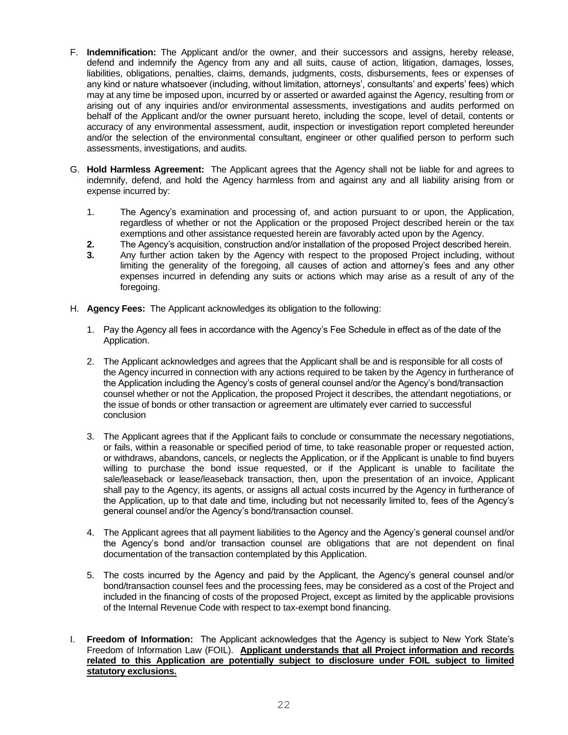F. **Indemnification:** The Applicant and/or the owner, and their successors and assigns, hereby release, defend and indemnify the Agency from any and all suits, cause of action, litigation, damages, losses, liabilities, obligations, penalties, claims, demands, judgments, costs, disbursements, fees or expenses of any kind or nature whatsoever (including, without limitation, attorneys', consultants' and experts' fees) which may at any time be imposed upon, incurred by or asserted or awarded against the Agency, resulting from or arising out of any inquiries and/or environmental assessments, investigations and audits performed on behalf of the Applicant and/or the owner pursuant hereto, including the scope, level of detail, contents or accuracy of any environmental assessment, audit, inspection or investigation report completed hereunder and/or the selection of the environmental consultant, engineer or other qualified person to perform such assessments, investigations, and audits.

G. **Hold Harmless Agreement:** The Applicant agrees that the Agency shall not be liable for and agrees to indemnify, defend, and hold the Agency harmless from and against any and all liability arising from or expense incurred by:

1. The Agency's examination and processing of, and action pursuant to or upon, the Application, regardless of whether or not the Application or the proposed Project described herein or the tax exemptions and other assistance requested herein are favorably acted upon by the Agency.
2. The Agency's acquisition, construction and/or installation of the proposed Project described herein.
3. Any further action taken by the Agency with respect to the proposed Project including, without limiting the generality of the foregoing, all causes of action and attorney's fees and any other expenses incurred in defending any suits or actions which may arise as a result of any of the foregoing.

H. **Agency Fees:** The Applicant acknowledges its obligation to the following:

1. Pay the Agency all fees in accordance with the Agency's Fee Schedule in effect as of the date of the Application.

2. The Applicant acknowledges and agrees that the Applicant shall be and is responsible for all costs of the Agency incurred in connection with any actions required to be taken by the Agency in furtherance of the Application including the Agency's costs of general counsel and/or the Agency's bond/transaction counsel whether or not the Application, the proposed Project it describes, the attendant negotiations, or the issue of bonds or other transaction or agreement are ultimately ever carried to successful conclusion

3. The Applicant agrees that if the Applicant fails to conclude or consummate the necessary negotiations, or fails, within a reasonable or specified period of time, to take reasonable proper or requested action, or withdraws, abandons, cancels, or neglects the Application, or if the Applicant is unable to find buyers willing to purchase the bond issue requested, or if the Applicant is unable to facilitate the sale/leaseback or lease/leaseback transaction, then, upon the presentation of an invoice, Applicant shall pay to the Agency, its agents, or assigns all actual costs incurred by the Agency in furtherance of the Application, up to that date and time, including but not necessarily limited to, fees of the Agency's general counsel and/or the Agency's bond/transaction counsel.

4. The Applicant agrees that all payment liabilities to the Agency and the Agency's general counsel and/or the Agency's bond and/or transaction counsel are obligations that are not dependent on final documentation of the transaction contemplated by this Application.

5. The costs incurred by the Agency and paid by the Applicant, the Agency's general counsel and/or bond/transaction counsel fees and the processing fees, may be considered as a cost of the Project and included in the financing of costs of the proposed Project, except as limited by the applicable provisions of the Internal Revenue Code with respect to tax-exempt bond financing.

I. **Freedom of Information:** The Applicant acknowledges that the Agency is subject to New York State's Freedom of Information Law (FOIL). **<u>Applicant understands that all Project information and records related to this Application are potentially subject to disclosure under FOIL subject to limited statutory exclusions.</u>**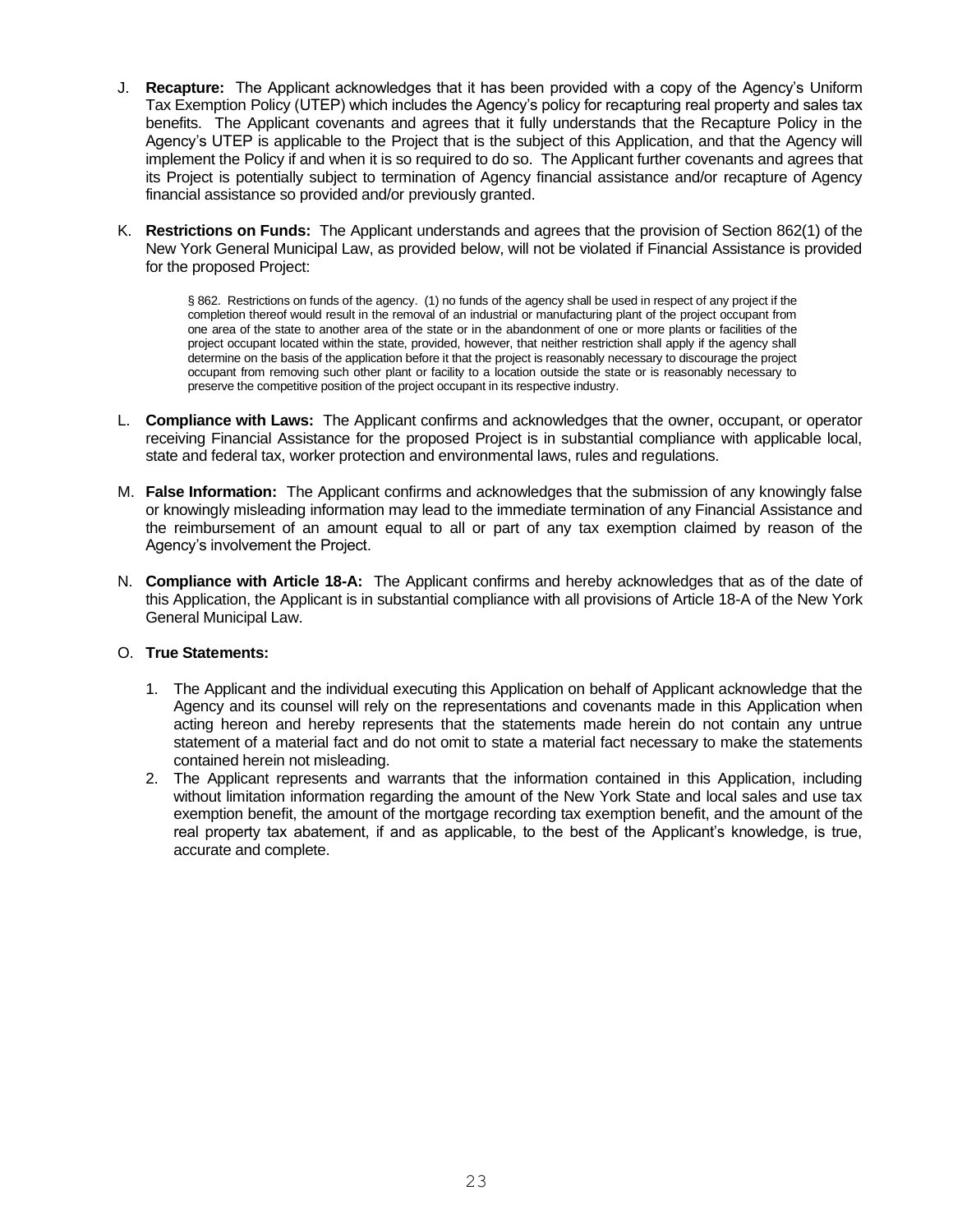J. **Recapture:** The Applicant acknowledges that it has been provided with a copy of the Agency's Uniform Tax Exemption Policy (UTEP) which includes the Agency's policy for recapturing real property and sales tax benefits. The Applicant covenants and agrees that it fully understands that the Recapture Policy in the Agency's UTEP is applicable to the Project that is the subject of this Application, and that the Agency will implement the Policy if and when it is so required to do so. The Applicant further covenants and agrees that its Project is potentially subject to termination of Agency financial assistance and/or recapture of Agency financial assistance so provided and/or previously granted.

K. **Restrictions on Funds:** The Applicant understands and agrees that the provision of Section 862(1) of the New York General Municipal Law, as provided below, will not be violated if Financial Assistance is provided for the proposed Project:

> § 862. Restrictions on funds of the agency. (1) no funds of the agency shall be used in respect of any project if the completion thereof would result in the removal of an industrial or manufacturing plant of the project occupant from one area of the state to another area of the state or in the abandonment of one or more plants or facilities of the project occupant located within the state, provided, however, that neither restriction shall apply if the agency shall determine on the basis of the application before it that the project is reasonably necessary to discourage the project occupant from removing such other plant or facility to a location outside the state or is reasonably necessary to preserve the competitive position of the project occupant in its respective industry.

L. **Compliance with Laws:** The Applicant confirms and acknowledges that the owner, occupant, or operator receiving Financial Assistance for the proposed Project is in substantial compliance with applicable local, state and federal tax, worker protection and environmental laws, rules and regulations.

M. **False Information:** The Applicant confirms and acknowledges that the submission of any knowingly false or knowingly misleading information may lead to the immediate termination of any Financial Assistance and the reimbursement of an amount equal to all or part of any tax exemption claimed by reason of the Agency's involvement the Project.

N. **Compliance with Article 18-A:** The Applicant confirms and hereby acknowledges that as of the date of this Application, the Applicant is in substantial compliance with all provisions of Article 18-A of the New York General Municipal Law.

O. **True Statements:**

1. The Applicant and the individual executing this Application on behalf of Applicant acknowledge that the Agency and its counsel will rely on the representations and covenants made in this Application when acting hereon and hereby represents that the statements made herein do not contain any untrue statement of a material fact and do not omit to state a material fact necessary to make the statements contained herein not misleading.
2. The Applicant represents and warrants that the information contained in this Application, including without limitation information regarding the amount of the New York State and local sales and use tax exemption benefit, the amount of the mortgage recording tax exemption benefit, and the amount of the real property tax abatement, if and as applicable, to the best of the Applicant's knowledge, is true, accurate and complete.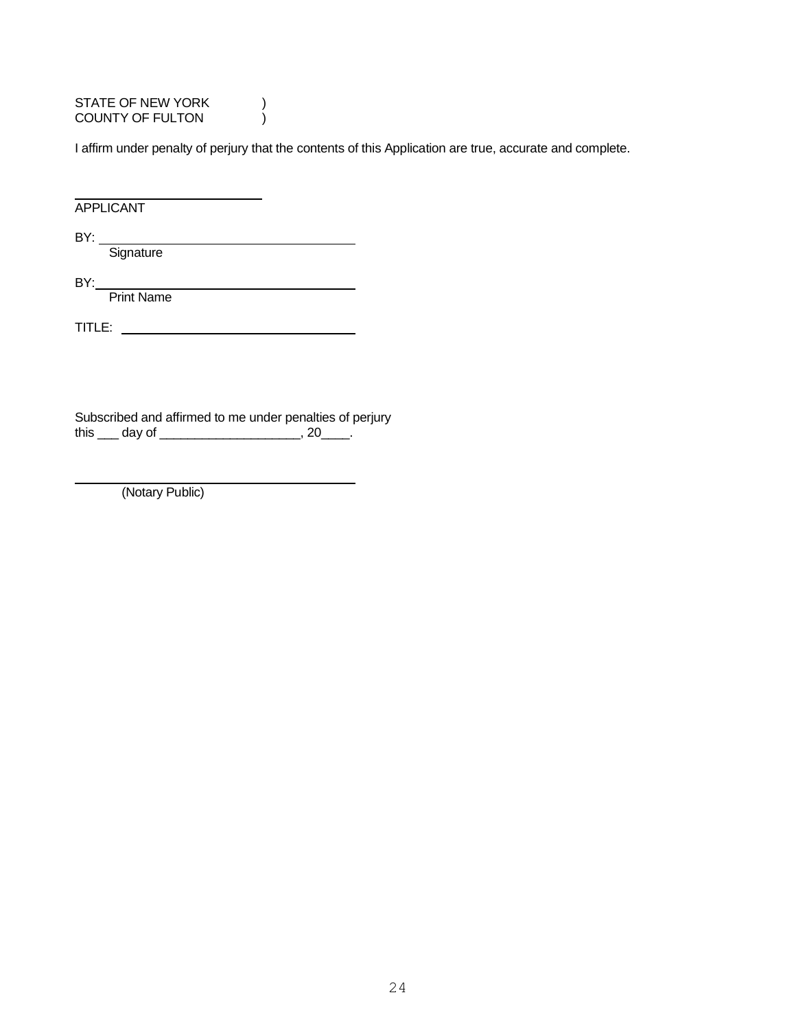STATE OF NEW YORK )
COUNTY OF FULTON )

I affirm under penalty of perjury that the contents of this Application are true, accurate and complete.

\_\_\_\_\_\_\_\_\_\_\_\_\_\_\_\_\_\_\_\_\_\_\_\_\_\_\_\_
APPLICANT

BY: \_\_\_\_\_\_\_\_\_\_\_\_\_\_\_\_\_\_\_\_\_\_\_\_\_\_\_\_\_\_\_\_\_\_\_\_\_\_
Signature

BY: \_\_\_\_\_\_\_\_\_\_\_\_\_\_\_\_\_\_\_\_\_\_\_\_\_\_\_\_\_\_\_\_\_\_\_\_\_\_
Print Name

TITLE: \_\_\_\_\_\_\_\_\_\_\_\_\_\_\_\_\_\_\_\_\_\_\_\_\_\_\_\_\_\_\_\_\_\_\_\_

Subscribed and affirmed to me under penalties of perjury
this ___ day of ____________________, 20____.

\_\_\_\_\_\_\_\_\_\_\_\_\_\_\_\_\_\_\_\_\_\_\_\_\_\_\_\_\_\_\_\_\_\_\_\_\_\_\_\_
(Notary Public)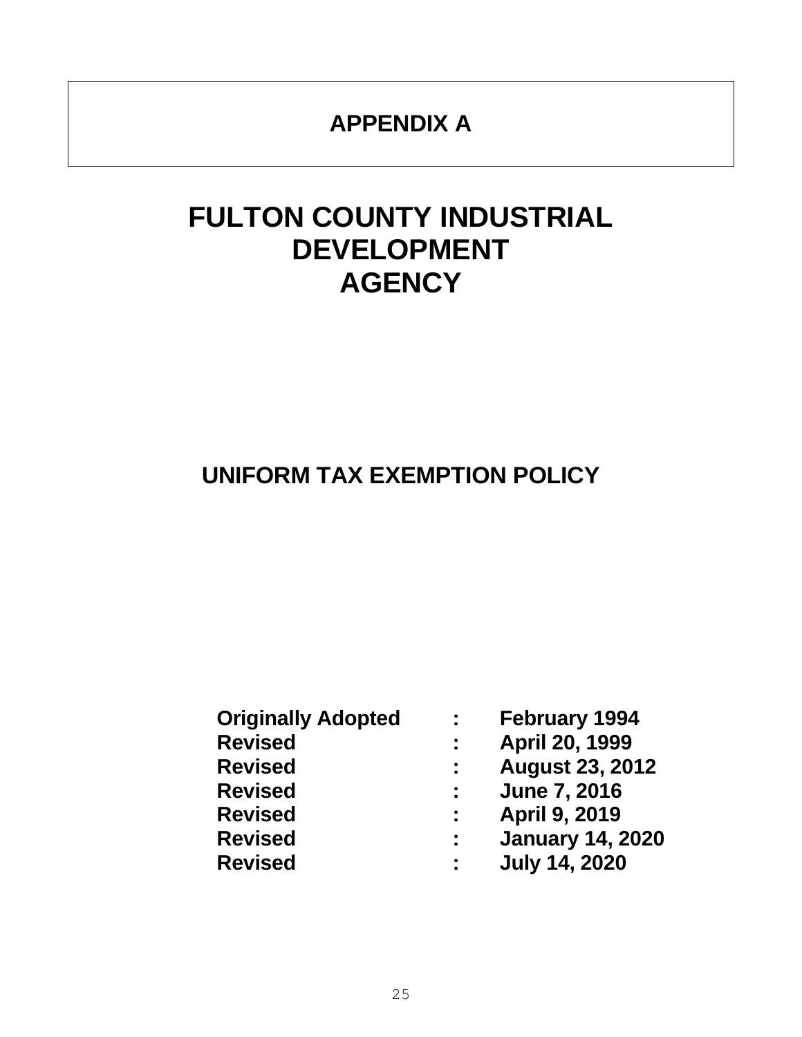# APPENDIX A

# FULTON COUNTY INDUSTRIAL DEVELOPMENT AGENCY

## UNIFORM TAX EXEMPTION POLICY

| | | |
|---|---|---|
| **Originally Adopted** | **:** | **February 1994** |
| **Revised** | **:** | **April 20, 1999** |
| **Revised** | **:** | **August 23, 2012** |
| **Revised** | **:** | **June 7, 2016** |
| **Revised** | **:** | **April 9, 2019** |
| **Revised** | **:** | **January 14, 2020** |
| **Revised** | **:** | **July 14, 2020** |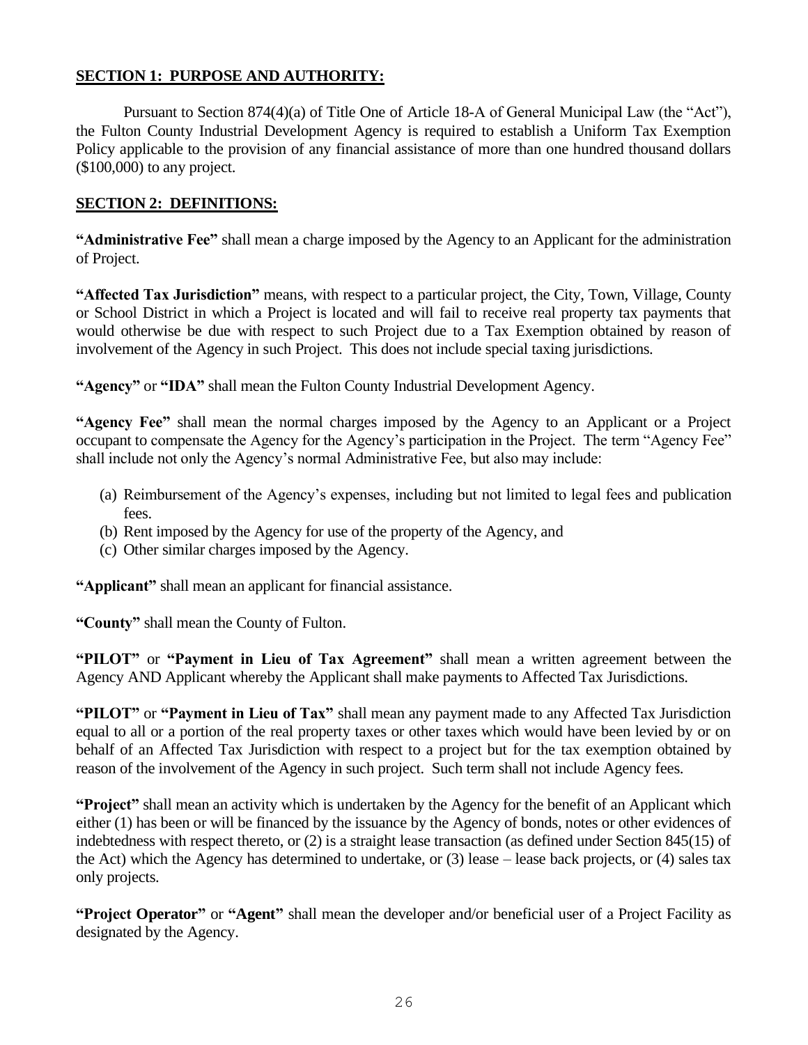## SECTION 1: PURPOSE AND AUTHORITY:

Pursuant to Section 874(4)(a) of Title One of Article 18-A of General Municipal Law (the "Act"), the Fulton County Industrial Development Agency is required to establish a Uniform Tax Exemption Policy applicable to the provision of any financial assistance of more than one hundred thousand dollars ($100,000) to any project.

## SECTION 2: DEFINITIONS:

**"Administrative Fee"** shall mean a charge imposed by the Agency to an Applicant for the administration of Project.

**"Affected Tax Jurisdiction"** means, with respect to a particular project, the City, Town, Village, County or School District in which a Project is located and will fail to receive real property tax payments that would otherwise be due with respect to such Project due to a Tax Exemption obtained by reason of involvement of the Agency in such Project. This does not include special taxing jurisdictions.

**"Agency"** or **"IDA"** shall mean the Fulton County Industrial Development Agency.

**"Agency Fee"** shall mean the normal charges imposed by the Agency to an Applicant or a Project occupant to compensate the Agency for the Agency's participation in the Project. The term "Agency Fee" shall include not only the Agency's normal Administrative Fee, but also may include:

(a) Reimbursement of the Agency's expenses, including but not limited to legal fees and publication fees.
(b) Rent imposed by the Agency for use of the property of the Agency, and
(c) Other similar charges imposed by the Agency.

**"Applicant"** shall mean an applicant for financial assistance.

**"County"** shall mean the County of Fulton.

**"PILOT"** or **"Payment in Lieu of Tax Agreement"** shall mean a written agreement between the Agency AND Applicant whereby the Applicant shall make payments to Affected Tax Jurisdictions.

**"PILOT"** or **"Payment in Lieu of Tax"** shall mean any payment made to any Affected Tax Jurisdiction equal to all or a portion of the real property taxes or other taxes which would have been levied by or on behalf of an Affected Tax Jurisdiction with respect to a project but for the tax exemption obtained by reason of the involvement of the Agency in such project. Such term shall not include Agency fees.

**"Project"** shall mean an activity which is undertaken by the Agency for the benefit of an Applicant which either (1) has been or will be financed by the issuance by the Agency of bonds, notes or other evidences of indebtedness with respect thereto, or (2) is a straight lease transaction (as defined under Section 845(15) of the Act) which the Agency has determined to undertake, or (3) lease – lease back projects, or (4) sales tax only projects.

**"Project Operator"** or **"Agent"** shall mean the developer and/or beneficial user of a Project Facility as designated by the Agency.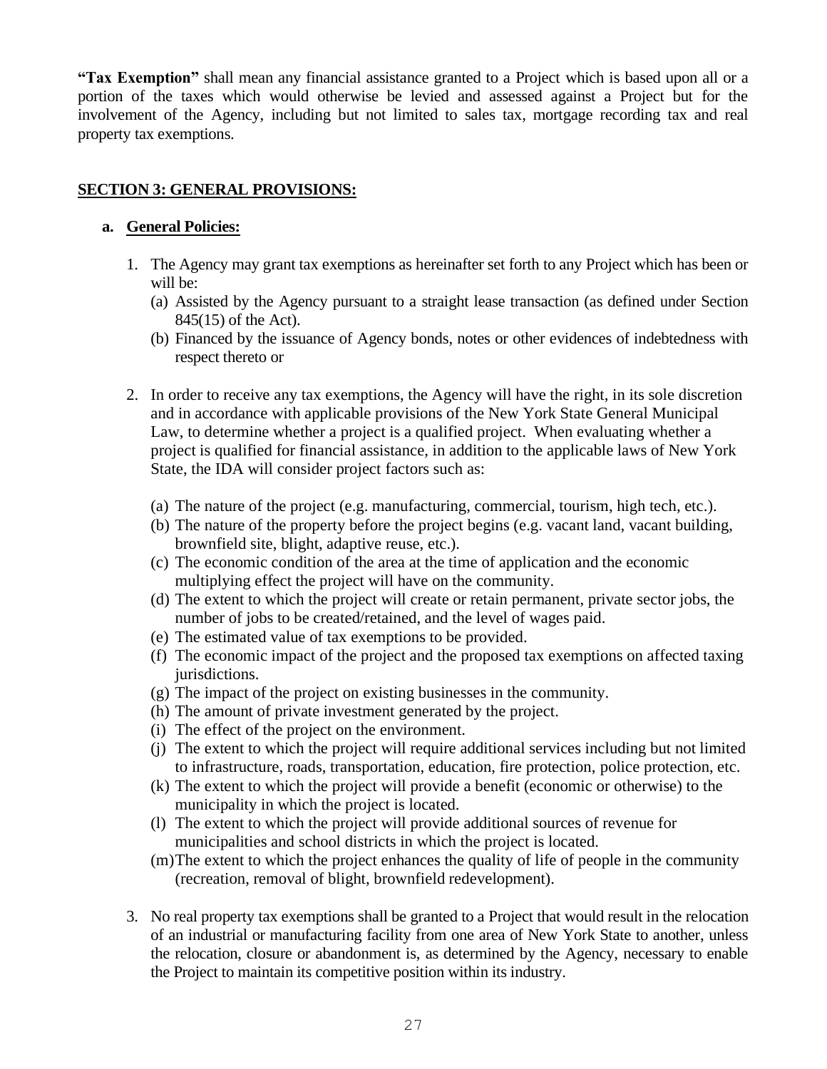**"Tax Exemption"** shall mean any financial assistance granted to a Project which is based upon all or a portion of the taxes which would otherwise be levied and assessed against a Project but for the involvement of the Agency, including but not limited to sales tax, mortgage recording tax and real property tax exemptions.

## SECTION 3: GENERAL PROVISIONS:

### a. General Policies:

1. The Agency may grant tax exemptions as hereinafter set forth to any Project which has been or will be:
   (a) Assisted by the Agency pursuant to a straight lease transaction (as defined under Section 845(15) of the Act).
   (b) Financed by the issuance of Agency bonds, notes or other evidences of indebtedness with respect thereto or

2. In order to receive any tax exemptions, the Agency will have the right, in its sole discretion and in accordance with applicable provisions of the New York State General Municipal Law, to determine whether a project is a qualified project. When evaluating whether a project is qualified for financial assistance, in addition to the applicable laws of New York State, the IDA will consider project factors such as:

   (a) The nature of the project (e.g. manufacturing, commercial, tourism, high tech, etc.).
   (b) The nature of the property before the project begins (e.g. vacant land, vacant building, brownfield site, blight, adaptive reuse, etc.).
   (c) The economic condition of the area at the time of application and the economic multiplying effect the project will have on the community.
   (d) The extent to which the project will create or retain permanent, private sector jobs, the number of jobs to be created/retained, and the level of wages paid.
   (e) The estimated value of tax exemptions to be provided.
   (f) The economic impact of the project and the proposed tax exemptions on affected taxing jurisdictions.
   (g) The impact of the project on existing businesses in the community.
   (h) The amount of private investment generated by the project.
   (i) The effect of the project on the environment.
   (j) The extent to which the project will require additional services including but not limited to infrastructure, roads, transportation, education, fire protection, police protection, etc.
   (k) The extent to which the project will provide a benefit (economic or otherwise) to the municipality in which the project is located.
   (l) The extent to which the project will provide additional sources of revenue for municipalities and school districts in which the project is located.
   (m) The extent to which the project enhances the quality of life of people in the community (recreation, removal of blight, brownfield redevelopment).

3. No real property tax exemptions shall be granted to a Project that would result in the relocation of an industrial or manufacturing facility from one area of New York State to another, unless the relocation, closure or abandonment is, as determined by the Agency, necessary to enable the Project to maintain its competitive position within its industry.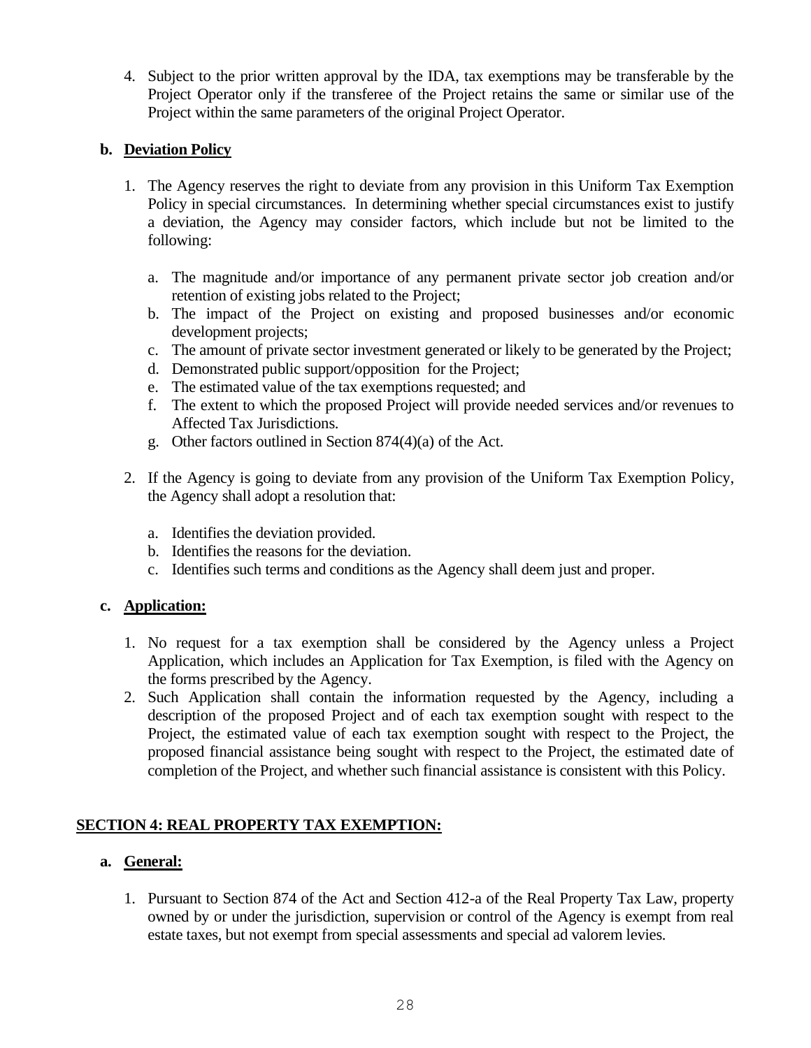4. Subject to the prior written approval by the IDA, tax exemptions may be transferable by the Project Operator only if the transferee of the Project retains the same or similar use of the Project within the same parameters of the original Project Operator.

**b. Deviation Policy**

1. The Agency reserves the right to deviate from any provision in this Uniform Tax Exemption Policy in special circumstances. In determining whether special circumstances exist to justify a deviation, the Agency may consider factors, which include but not be limited to the following:

   a. The magnitude and/or importance of any permanent private sector job creation and/or retention of existing jobs related to the Project;
   b. The impact of the Project on existing and proposed businesses and/or economic development projects;
   c. The amount of private sector investment generated or likely to be generated by the Project;
   d. Demonstrated public support/opposition for the Project;
   e. The estimated value of the tax exemptions requested; and
   f. The extent to which the proposed Project will provide needed services and/or revenues to Affected Tax Jurisdictions.
   g. Other factors outlined in Section 874(4)(a) of the Act.

2. If the Agency is going to deviate from any provision of the Uniform Tax Exemption Policy, the Agency shall adopt a resolution that:

   a. Identifies the deviation provided.
   b. Identifies the reasons for the deviation.
   c. Identifies such terms and conditions as the Agency shall deem just and proper.

**c. Application:**

1. No request for a tax exemption shall be considered by the Agency unless a Project Application, which includes an Application for Tax Exemption, is filed with the Agency on the forms prescribed by the Agency.
2. Such Application shall contain the information requested by the Agency, including a description of the proposed Project and of each tax exemption sought with respect to the Project, the estimated value of each tax exemption sought with respect to the Project, the proposed financial assistance being sought with respect to the Project, the estimated date of completion of the Project, and whether such financial assistance is consistent with this Policy.

## SECTION 4: REAL PROPERTY TAX EXEMPTION:

**a. General:**

1. Pursuant to Section 874 of the Act and Section 412-a of the Real Property Tax Law, property owned by or under the jurisdiction, supervision or control of the Agency is exempt from real estate taxes, but not exempt from special assessments and special ad valorem levies.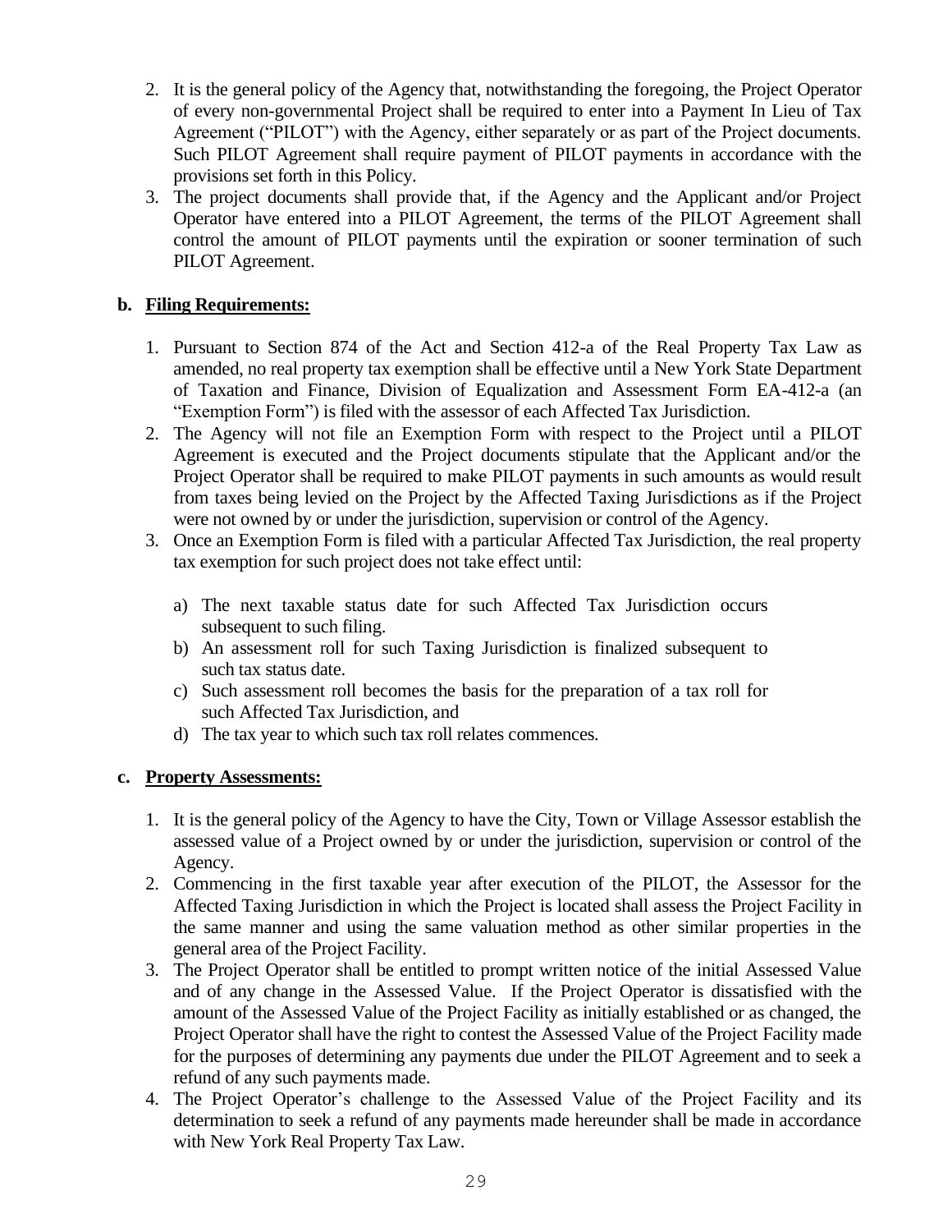2. It is the general policy of the Agency that, notwithstanding the foregoing, the Project Operator of every non-governmental Project shall be required to enter into a Payment In Lieu of Tax Agreement ("PILOT") with the Agency, either separately or as part of the Project documents. Such PILOT Agreement shall require payment of PILOT payments in accordance with the provisions set forth in this Policy.
3. The project documents shall provide that, if the Agency and the Applicant and/or Project Operator have entered into a PILOT Agreement, the terms of the PILOT Agreement shall control the amount of PILOT payments until the expiration or sooner termination of such PILOT Agreement.

**b. <u>Filing Requirements:</u>**

1. Pursuant to Section 874 of the Act and Section 412-a of the Real Property Tax Law as amended, no real property tax exemption shall be effective until a New York State Department of Taxation and Finance, Division of Equalization and Assessment Form EA-412-a (an "Exemption Form") is filed with the assessor of each Affected Tax Jurisdiction.
2. The Agency will not file an Exemption Form with respect to the Project until a PILOT Agreement is executed and the Project documents stipulate that the Applicant and/or the Project Operator shall be required to make PILOT payments in such amounts as would result from taxes being levied on the Project by the Affected Taxing Jurisdictions as if the Project were not owned by or under the jurisdiction, supervision or control of the Agency.
3. Once an Exemption Form is filed with a particular Affected Tax Jurisdiction, the real property tax exemption for such project does not take effect until:

   a) The next taxable status date for such Affected Tax Jurisdiction occurs subsequent to such filing.
   b) An assessment roll for such Taxing Jurisdiction is finalized subsequent to such tax status date.
   c) Such assessment roll becomes the basis for the preparation of a tax roll for such Affected Tax Jurisdiction, and
   d) The tax year to which such tax roll relates commences.

**c. <u>Property Assessments:</u>**

1. It is the general policy of the Agency to have the City, Town or Village Assessor establish the assessed value of a Project owned by or under the jurisdiction, supervision or control of the Agency.
2. Commencing in the first taxable year after execution of the PILOT, the Assessor for the Affected Taxing Jurisdiction in which the Project is located shall assess the Project Facility in the same manner and using the same valuation method as other similar properties in the general area of the Project Facility.
3. The Project Operator shall be entitled to prompt written notice of the initial Assessed Value and of any change in the Assessed Value. If the Project Operator is dissatisfied with the amount of the Assessed Value of the Project Facility as initially established or as changed, the Project Operator shall have the right to contest the Assessed Value of the Project Facility made for the purposes of determining any payments due under the PILOT Agreement and to seek a refund of any such payments made.
4. The Project Operator's challenge to the Assessed Value of the Project Facility and its determination to seek a refund of any payments made hereunder shall be made in accordance with New York Real Property Tax Law.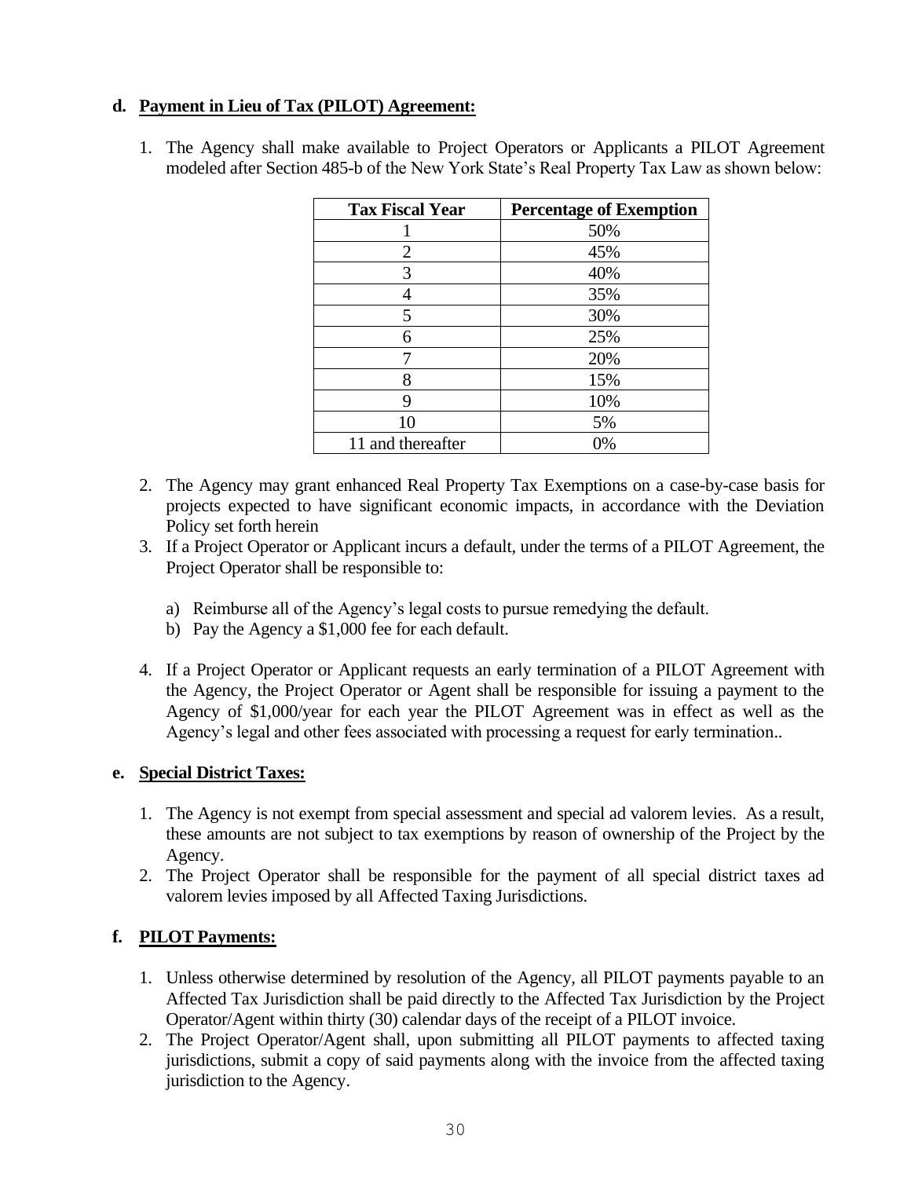**d. Payment in Lieu of Tax (PILOT) Agreement:**

1. The Agency shall make available to Project Operators or Applicants a PILOT Agreement modeled after Section 485-b of the New York State's Real Property Tax Law as shown below:

| Tax Fiscal Year | Percentage of Exemption |
|---|---|
| 1 | 50% |
| 2 | 45% |
| 3 | 40% |
| 4 | 35% |
| 5 | 30% |
| 6 | 25% |
| 7 | 20% |
| 8 | 15% |
| 9 | 10% |
| 10 | 5% |
| 11 and thereafter | 0% |

2. The Agency may grant enhanced Real Property Tax Exemptions on a case-by-case basis for projects expected to have significant economic impacts, in accordance with the Deviation Policy set forth herein
3. If a Project Operator or Applicant incurs a default, under the terms of a PILOT Agreement, the Project Operator shall be responsible to:

   a) Reimburse all of the Agency's legal costs to pursue remedying the default.
   b) Pay the Agency a $1,000 fee for each default.

4. If a Project Operator or Applicant requests an early termination of a PILOT Agreement with the Agency, the Project Operator or Agent shall be responsible for issuing a payment to the Agency of $1,000/year for each year the PILOT Agreement was in effect as well as the Agency's legal and other fees associated with processing a request for early termination..

**e. Special District Taxes:**

1. The Agency is not exempt from special assessment and special ad valorem levies. As a result, these amounts are not subject to tax exemptions by reason of ownership of the Project by the Agency.
2. The Project Operator shall be responsible for the payment of all special district taxes ad valorem levies imposed by all Affected Taxing Jurisdictions.

**f. PILOT Payments:**

1. Unless otherwise determined by resolution of the Agency, all PILOT payments payable to an Affected Tax Jurisdiction shall be paid directly to the Affected Tax Jurisdiction by the Project Operator/Agent within thirty (30) calendar days of the receipt of a PILOT invoice.
2. The Project Operator/Agent shall, upon submitting all PILOT payments to affected taxing jurisdictions, submit a copy of said payments along with the invoice from the affected taxing jurisdiction to the Agency.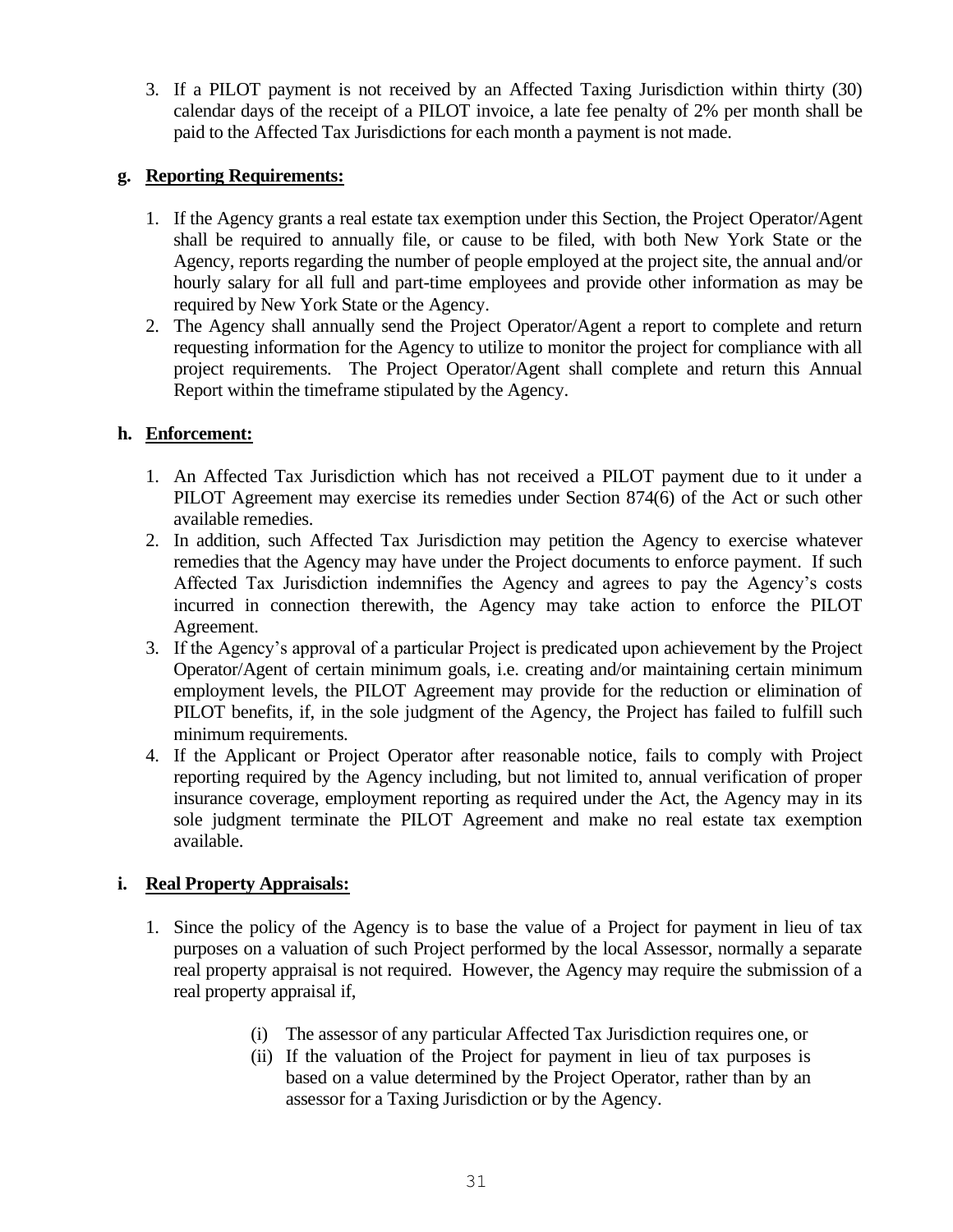3. If a PILOT payment is not received by an Affected Taxing Jurisdiction within thirty (30) calendar days of the receipt of a PILOT invoice, a late fee penalty of 2% per month shall be paid to the Affected Tax Jurisdictions for each month a payment is not made.

**g. Reporting Requirements:**

1. If the Agency grants a real estate tax exemption under this Section, the Project Operator/Agent shall be required to annually file, or cause to be filed, with both New York State or the Agency, reports regarding the number of people employed at the project site, the annual and/or hourly salary for all full and part-time employees and provide other information as may be required by New York State or the Agency.
2. The Agency shall annually send the Project Operator/Agent a report to complete and return requesting information for the Agency to utilize to monitor the project for compliance with all project requirements. The Project Operator/Agent shall complete and return this Annual Report within the timeframe stipulated by the Agency.

**h. Enforcement:**

1. An Affected Tax Jurisdiction which has not received a PILOT payment due to it under a PILOT Agreement may exercise its remedies under Section 874(6) of the Act or such other available remedies.
2. In addition, such Affected Tax Jurisdiction may petition the Agency to exercise whatever remedies that the Agency may have under the Project documents to enforce payment. If such Affected Tax Jurisdiction indemnifies the Agency and agrees to pay the Agency's costs incurred in connection therewith, the Agency may take action to enforce the PILOT Agreement.
3. If the Agency's approval of a particular Project is predicated upon achievement by the Project Operator/Agent of certain minimum goals, i.e. creating and/or maintaining certain minimum employment levels, the PILOT Agreement may provide for the reduction or elimination of PILOT benefits, if, in the sole judgment of the Agency, the Project has failed to fulfill such minimum requirements.
4. If the Applicant or Project Operator after reasonable notice, fails to comply with Project reporting required by the Agency including, but not limited to, annual verification of proper insurance coverage, employment reporting as required under the Act, the Agency may in its sole judgment terminate the PILOT Agreement and make no real estate tax exemption available.

**i. Real Property Appraisals:**

1. Since the policy of the Agency is to base the value of a Project for payment in lieu of tax purposes on a valuation of such Project performed by the local Assessor, normally a separate real property appraisal is not required. However, the Agency may require the submission of a real property appraisal if,

   (i) The assessor of any particular Affected Tax Jurisdiction requires one, or

   (ii) If the valuation of the Project for payment in lieu of tax purposes is based on a value determined by the Project Operator, rather than by an assessor for a Taxing Jurisdiction or by the Agency.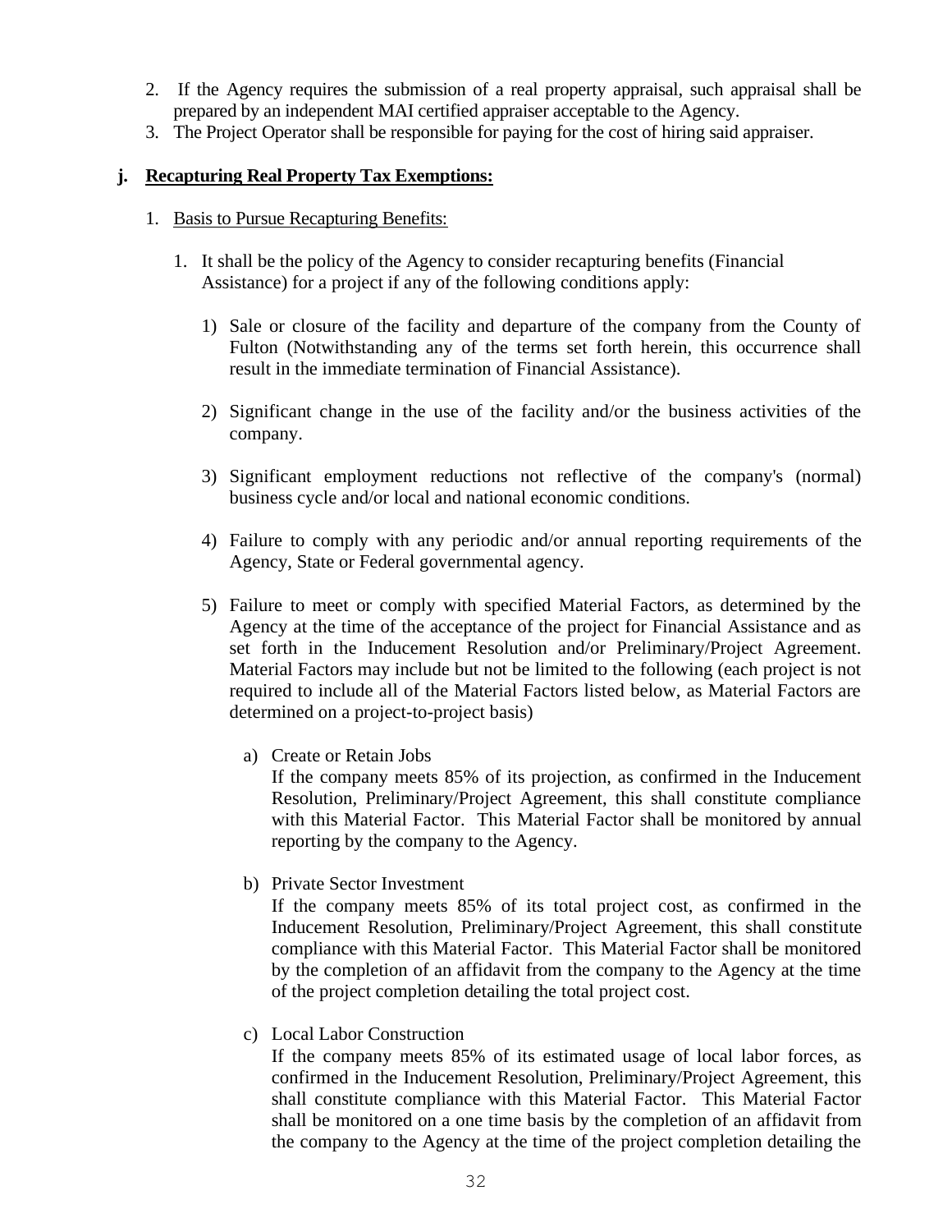2. If the Agency requires the submission of a real property appraisal, such appraisal shall be prepared by an independent MAI certified appraiser acceptable to the Agency.
3. The Project Operator shall be responsible for paying for the cost of hiring said appraiser.

**j. <u>Recapturing Real Property Tax Exemptions:</u>**

1. <u>Basis to Pursue Recapturing Benefits:</u>

   1. It shall be the policy of the Agency to consider recapturing benefits (Financial Assistance) for a project if any of the following conditions apply:

      1) Sale or closure of the facility and departure of the company from the County of Fulton (Notwithstanding any of the terms set forth herein, this occurrence shall result in the immediate termination of Financial Assistance).

      2) Significant change in the use of the facility and/or the business activities of the company.

      3) Significant employment reductions not reflective of the company's (normal) business cycle and/or local and national economic conditions.

      4) Failure to comply with any periodic and/or annual reporting requirements of the Agency, State or Federal governmental agency.

      5) Failure to meet or comply with specified Material Factors, as determined by the Agency at the time of the acceptance of the project for Financial Assistance and as set forth in the Inducement Resolution and/or Preliminary/Project Agreement. Material Factors may include but not be limited to the following (each project is not required to include all of the Material Factors listed below, as Material Factors are determined on a project-to-project basis)

         a) Create or Retain Jobs
            If the company meets 85% of its projection, as confirmed in the Inducement Resolution, Preliminary/Project Agreement, this shall constitute compliance with this Material Factor. This Material Factor shall be monitored by annual reporting by the company to the Agency.

         b) Private Sector Investment
            If the company meets 85% of its total project cost, as confirmed in the Inducement Resolution, Preliminary/Project Agreement, this shall constitute compliance with this Material Factor. This Material Factor shall be monitored by the completion of an affidavit from the company to the Agency at the time of the project completion detailing the total project cost.

         c) Local Labor Construction
            If the company meets 85% of its estimated usage of local labor forces, as confirmed in the Inducement Resolution, Preliminary/Project Agreement, this shall constitute compliance with this Material Factor. This Material Factor shall be monitored on a one time basis by the completion of an affidavit from the company to the Agency at the time of the project completion detailing the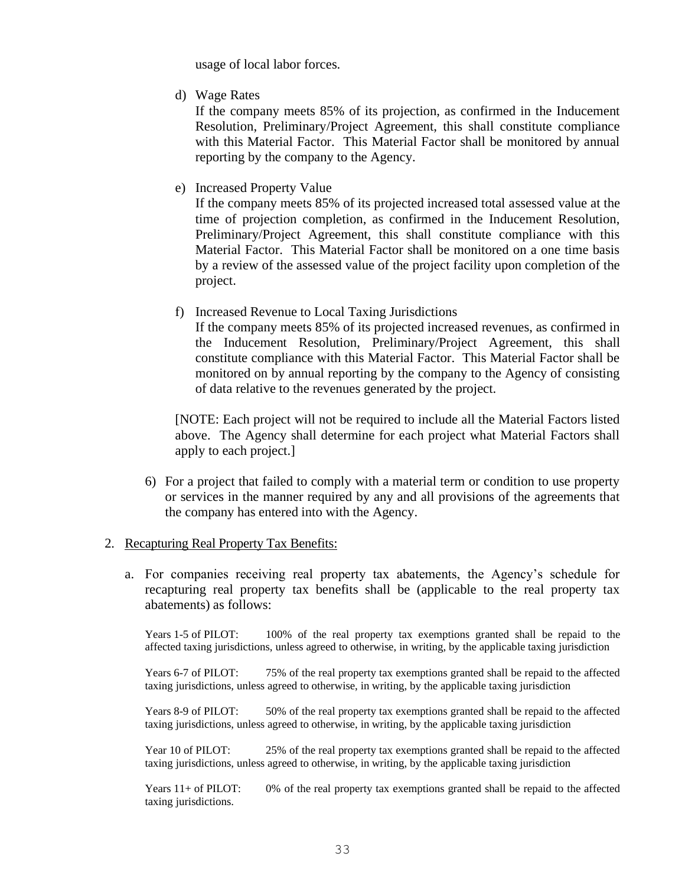usage of local labor forces.

d) Wage Rates

If the company meets 85% of its projection, as confirmed in the Inducement Resolution, Preliminary/Project Agreement, this shall constitute compliance with this Material Factor. This Material Factor shall be monitored by annual reporting by the company to the Agency.

e) Increased Property Value

If the company meets 85% of its projected increased total assessed value at the time of projection completion, as confirmed in the Inducement Resolution, Preliminary/Project Agreement, this shall constitute compliance with this Material Factor. This Material Factor shall be monitored on a one time basis by a review of the assessed value of the project facility upon completion of the project.

f) Increased Revenue to Local Taxing Jurisdictions

If the company meets 85% of its projected increased revenues, as confirmed in the Inducement Resolution, Preliminary/Project Agreement, this shall constitute compliance with this Material Factor. This Material Factor shall be monitored on by annual reporting by the company to the Agency of consisting of data relative to the revenues generated by the project.

[NOTE: Each project will not be required to include all the Material Factors listed above. The Agency shall determine for each project what Material Factors shall apply to each project.]

6) For a project that failed to comply with a material term or condition to use property or services in the manner required by any and all provisions of the agreements that the company has entered into with the Agency.

2. <u>Recapturing Real Property Tax Benefits:</u>

a. For companies receiving real property tax abatements, the Agency's schedule for recapturing real property tax benefits shall be (applicable to the real property tax abatements) as follows:

Years 1-5 of PILOT: 100% of the real property tax exemptions granted shall be repaid to the affected taxing jurisdictions, unless agreed to otherwise, in writing, by the applicable taxing jurisdiction

Years 6-7 of PILOT: 75% of the real property tax exemptions granted shall be repaid to the affected taxing jurisdictions, unless agreed to otherwise, in writing, by the applicable taxing jurisdiction

Years 8-9 of PILOT: 50% of the real property tax exemptions granted shall be repaid to the affected taxing jurisdictions, unless agreed to otherwise, in writing, by the applicable taxing jurisdiction

Year 10 of PILOT: 25% of the real property tax exemptions granted shall be repaid to the affected taxing jurisdictions, unless agreed to otherwise, in writing, by the applicable taxing jurisdiction

Years 11+ of PILOT: 0% of the real property tax exemptions granted shall be repaid to the affected taxing jurisdictions.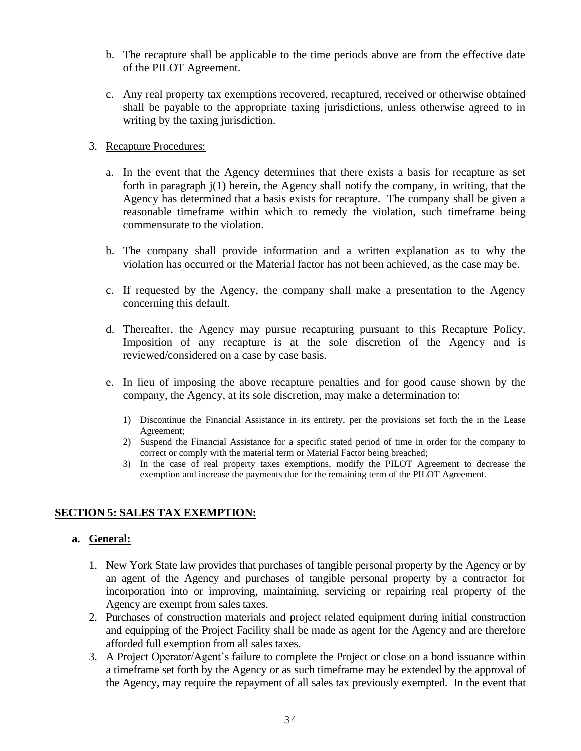b. The recapture shall be applicable to the time periods above are from the effective date of the PILOT Agreement.

c. Any real property tax exemptions recovered, recaptured, received or otherwise obtained shall be payable to the appropriate taxing jurisdictions, unless otherwise agreed to in writing by the taxing jurisdiction.

3. Recapture Procedures:

   a. In the event that the Agency determines that there exists a basis for recapture as set forth in paragraph j(1) herein, the Agency shall notify the company, in writing, that the Agency has determined that a basis exists for recapture. The company shall be given a reasonable timeframe within which to remedy the violation, such timeframe being commensurate to the violation.

   b. The company shall provide information and a written explanation as to why the violation has occurred or the Material factor has not been achieved, as the case may be.

   c. If requested by the Agency, the company shall make a presentation to the Agency concerning this default.

   d. Thereafter, the Agency may pursue recapturing pursuant to this Recapture Policy. Imposition of any recapture is at the sole discretion of the Agency and is reviewed/considered on a case by case basis.

   e. In lieu of imposing the above recapture penalties and for good cause shown by the company, the Agency, at its sole discretion, may make a determination to:

      1) Discontinue the Financial Assistance in its entirety, per the provisions set forth the in the Lease Agreement;
      2) Suspend the Financial Assistance for a specific stated period of time in order for the company to correct or comply with the material term or Material Factor being breached;
      3) In the case of real property taxes exemptions, modify the PILOT Agreement to decrease the exemption and increase the payments due for the remaining term of the PILOT Agreement.

## SECTION 5: SALES TAX EXEMPTION:

### a. General:

1. New York State law provides that purchases of tangible personal property by the Agency or by an agent of the Agency and purchases of tangible personal property by a contractor for incorporation into or improving, maintaining, servicing or repairing real property of the Agency are exempt from sales taxes.
2. Purchases of construction materials and project related equipment during initial construction and equipping of the Project Facility shall be made as agent for the Agency and are therefore afforded full exemption from all sales taxes.
3. A Project Operator/Agent's failure to complete the Project or close on a bond issuance within a timeframe set forth by the Agency or as such timeframe may be extended by the approval of the Agency, may require the repayment of all sales tax previously exempted. In the event that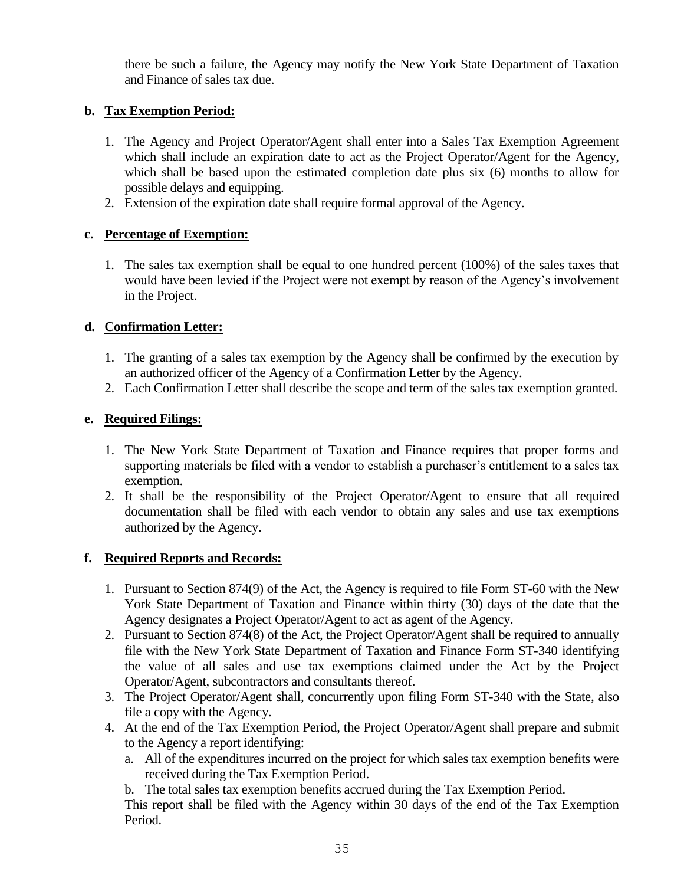there be such a failure, the Agency may notify the New York State Department of Taxation and Finance of sales tax due.

**b. Tax Exemption Period:**

1. The Agency and Project Operator/Agent shall enter into a Sales Tax Exemption Agreement which shall include an expiration date to act as the Project Operator/Agent for the Agency, which shall be based upon the estimated completion date plus six (6) months to allow for possible delays and equipping.
2. Extension of the expiration date shall require formal approval of the Agency.

**c. Percentage of Exemption:**

1. The sales tax exemption shall be equal to one hundred percent (100%) of the sales taxes that would have been levied if the Project were not exempt by reason of the Agency's involvement in the Project.

**d. Confirmation Letter:**

1. The granting of a sales tax exemption by the Agency shall be confirmed by the execution by an authorized officer of the Agency of a Confirmation Letter by the Agency.
2. Each Confirmation Letter shall describe the scope and term of the sales tax exemption granted.

**e. Required Filings:**

1. The New York State Department of Taxation and Finance requires that proper forms and supporting materials be filed with a vendor to establish a purchaser's entitlement to a sales tax exemption.
2. It shall be the responsibility of the Project Operator/Agent to ensure that all required documentation shall be filed with each vendor to obtain any sales and use tax exemptions authorized by the Agency.

**f. Required Reports and Records:**

1. Pursuant to Section 874(9) of the Act, the Agency is required to file Form ST-60 with the New York State Department of Taxation and Finance within thirty (30) days of the date that the Agency designates a Project Operator/Agent to act as agent of the Agency.
2. Pursuant to Section 874(8) of the Act, the Project Operator/Agent shall be required to annually file with the New York State Department of Taxation and Finance Form ST-340 identifying the value of all sales and use tax exemptions claimed under the Act by the Project Operator/Agent, subcontractors and consultants thereof.
3. The Project Operator/Agent shall, concurrently upon filing Form ST-340 with the State, also file a copy with the Agency.
4. At the end of the Tax Exemption Period, the Project Operator/Agent shall prepare and submit to the Agency a report identifying:
   a. All of the expenditures incurred on the project for which sales tax exemption benefits were received during the Tax Exemption Period.
   b. The total sales tax exemption benefits accrued during the Tax Exemption Period.

   This report shall be filed with the Agency within 30 days of the end of the Tax Exemption Period.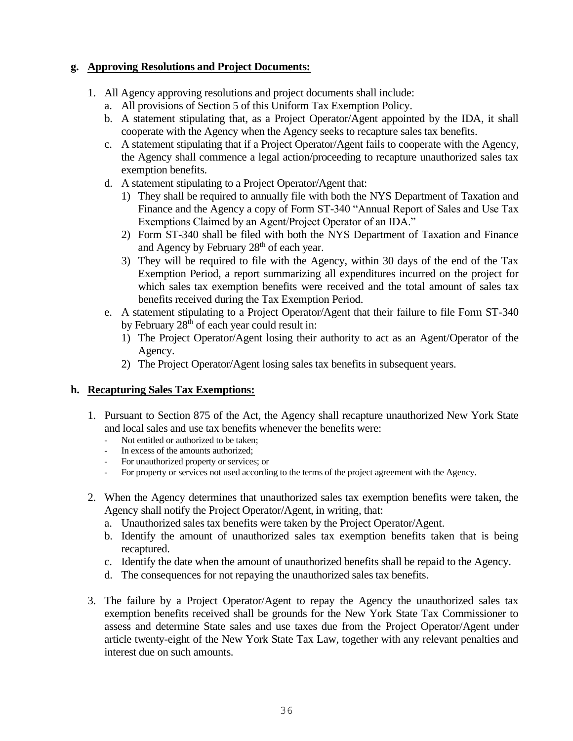**g. Approving Resolutions and Project Documents:**

1. All Agency approving resolutions and project documents shall include:
   a. All provisions of Section 5 of this Uniform Tax Exemption Policy.
   b. A statement stipulating that, as a Project Operator/Agent appointed by the IDA, it shall cooperate with the Agency when the Agency seeks to recapture sales tax benefits.
   c. A statement stipulating that if a Project Operator/Agent fails to cooperate with the Agency, the Agency shall commence a legal action/proceeding to recapture unauthorized sales tax exemption benefits.
   d. A statement stipulating to a Project Operator/Agent that:
      1) They shall be required to annually file with both the NYS Department of Taxation and Finance and the Agency a copy of Form ST-340 "Annual Report of Sales and Use Tax Exemptions Claimed by an Agent/Project Operator of an IDA."
      2) Form ST-340 shall be filed with both the NYS Department of Taxation and Finance and Agency by February 28th of each year.
      3) They will be required to file with the Agency, within 30 days of the end of the Tax Exemption Period, a report summarizing all expenditures incurred on the project for which sales tax exemption benefits were received and the total amount of sales tax benefits received during the Tax Exemption Period.
   e. A statement stipulating to a Project Operator/Agent that their failure to file Form ST-340 by February 28th of each year could result in:
      1) The Project Operator/Agent losing their authority to act as an Agent/Operator of the Agency.
      2) The Project Operator/Agent losing sales tax benefits in subsequent years.

**h. Recapturing Sales Tax Exemptions:**

1. Pursuant to Section 875 of the Act, the Agency shall recapture unauthorized New York State and local sales and use tax benefits whenever the benefits were:
   - Not entitled or authorized to be taken;
   - In excess of the amounts authorized;
   - For unauthorized property or services; or
   - For property or services not used according to the terms of the project agreement with the Agency.

2. When the Agency determines that unauthorized sales tax exemption benefits were taken, the Agency shall notify the Project Operator/Agent, in writing, that:
   a. Unauthorized sales tax benefits were taken by the Project Operator/Agent.
   b. Identify the amount of unauthorized sales tax exemption benefits taken that is being recaptured.
   c. Identify the date when the amount of unauthorized benefits shall be repaid to the Agency.
   d. The consequences for not repaying the unauthorized sales tax benefits.

3. The failure by a Project Operator/Agent to repay the Agency the unauthorized sales tax exemption benefits received shall be grounds for the New York State Tax Commissioner to assess and determine State sales and use taxes due from the Project Operator/Agent under article twenty-eight of the New York State Tax Law, together with any relevant penalties and interest due on such amounts.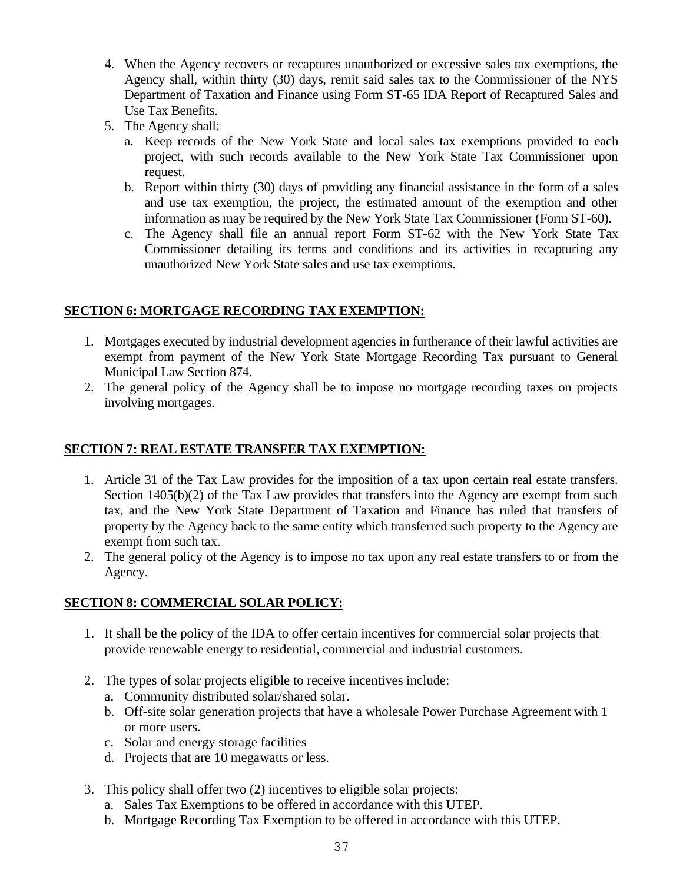4. When the Agency recovers or recaptures unauthorized or excessive sales tax exemptions, the Agency shall, within thirty (30) days, remit said sales tax to the Commissioner of the NYS Department of Taxation and Finance using Form ST-65 IDA Report of Recaptured Sales and Use Tax Benefits.
5. The Agency shall:
   a. Keep records of the New York State and local sales tax exemptions provided to each project, with such records available to the New York State Tax Commissioner upon request.
   b. Report within thirty (30) days of providing any financial assistance in the form of a sales and use tax exemption, the project, the estimated amount of the exemption and other information as may be required by the New York State Tax Commissioner (Form ST-60).
   c. The Agency shall file an annual report Form ST-62 with the New York State Tax Commissioner detailing its terms and conditions and its activities in recapturing any unauthorized New York State sales and use tax exemptions.

## SECTION 6: MORTGAGE RECORDING TAX EXEMPTION:

1. Mortgages executed by industrial development agencies in furtherance of their lawful activities are exempt from payment of the New York State Mortgage Recording Tax pursuant to General Municipal Law Section 874.
2. The general policy of the Agency shall be to impose no mortgage recording taxes on projects involving mortgages.

## SECTION 7: REAL ESTATE TRANSFER TAX EXEMPTION:

1. Article 31 of the Tax Law provides for the imposition of a tax upon certain real estate transfers. Section 1405(b)(2) of the Tax Law provides that transfers into the Agency are exempt from such tax, and the New York State Department of Taxation and Finance has ruled that transfers of property by the Agency back to the same entity which transferred such property to the Agency are exempt from such tax.
2. The general policy of the Agency is to impose no tax upon any real estate transfers to or from the Agency.

## SECTION 8: COMMERCIAL SOLAR POLICY:

1. It shall be the policy of the IDA to offer certain incentives for commercial solar projects that provide renewable energy to residential, commercial and industrial customers.

2. The types of solar projects eligible to receive incentives include:
   a. Community distributed solar/shared solar.
   b. Off-site solar generation projects that have a wholesale Power Purchase Agreement with 1 or more users.
   c. Solar and energy storage facilities
   d. Projects that are 10 megawatts or less.

3. This policy shall offer two (2) incentives to eligible solar projects:
   a. Sales Tax Exemptions to be offered in accordance with this UTEP.
   b. Mortgage Recording Tax Exemption to be offered in accordance with this UTEP.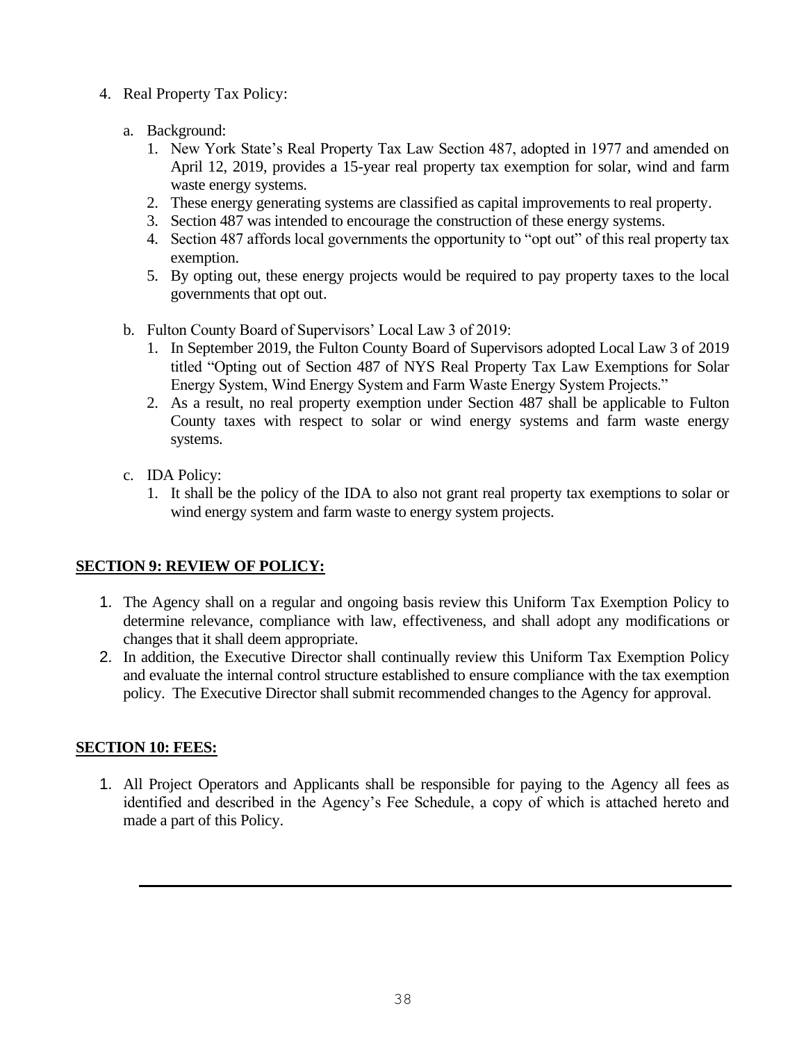4. Real Property Tax Policy:

   a. Background:
      1. New York State's Real Property Tax Law Section 487, adopted in 1977 and amended on April 12, 2019, provides a 15-year real property tax exemption for solar, wind and farm waste energy systems.
      2. These energy generating systems are classified as capital improvements to real property.
      3. Section 487 was intended to encourage the construction of these energy systems.
      4. Section 487 affords local governments the opportunity to "opt out" of this real property tax exemption.
      5. By opting out, these energy projects would be required to pay property taxes to the local governments that opt out.

   b. Fulton County Board of Supervisors' Local Law 3 of 2019:
      1. In September 2019, the Fulton County Board of Supervisors adopted Local Law 3 of 2019 titled "Opting out of Section 487 of NYS Real Property Tax Law Exemptions for Solar Energy System, Wind Energy System and Farm Waste Energy System Projects."
      2. As a result, no real property exemption under Section 487 shall be applicable to Fulton County taxes with respect to solar or wind energy systems and farm waste energy systems.

   c. IDA Policy:
      1. It shall be the policy of the IDA to also not grant real property tax exemptions to solar or wind energy system and farm waste to energy system projects.

## SECTION 9: REVIEW OF POLICY:

1. The Agency shall on a regular and ongoing basis review this Uniform Tax Exemption Policy to determine relevance, compliance with law, effectiveness, and shall adopt any modifications or changes that it shall deem appropriate.
2. In addition, the Executive Director shall continually review this Uniform Tax Exemption Policy and evaluate the internal control structure established to ensure compliance with the tax exemption policy. The Executive Director shall submit recommended changes to the Agency for approval.

## SECTION 10: FEES:

1. All Project Operators and Applicants shall be responsible for paying to the Agency all fees as identified and described in the Agency's Fee Schedule, a copy of which is attached hereto and made a part of this Policy.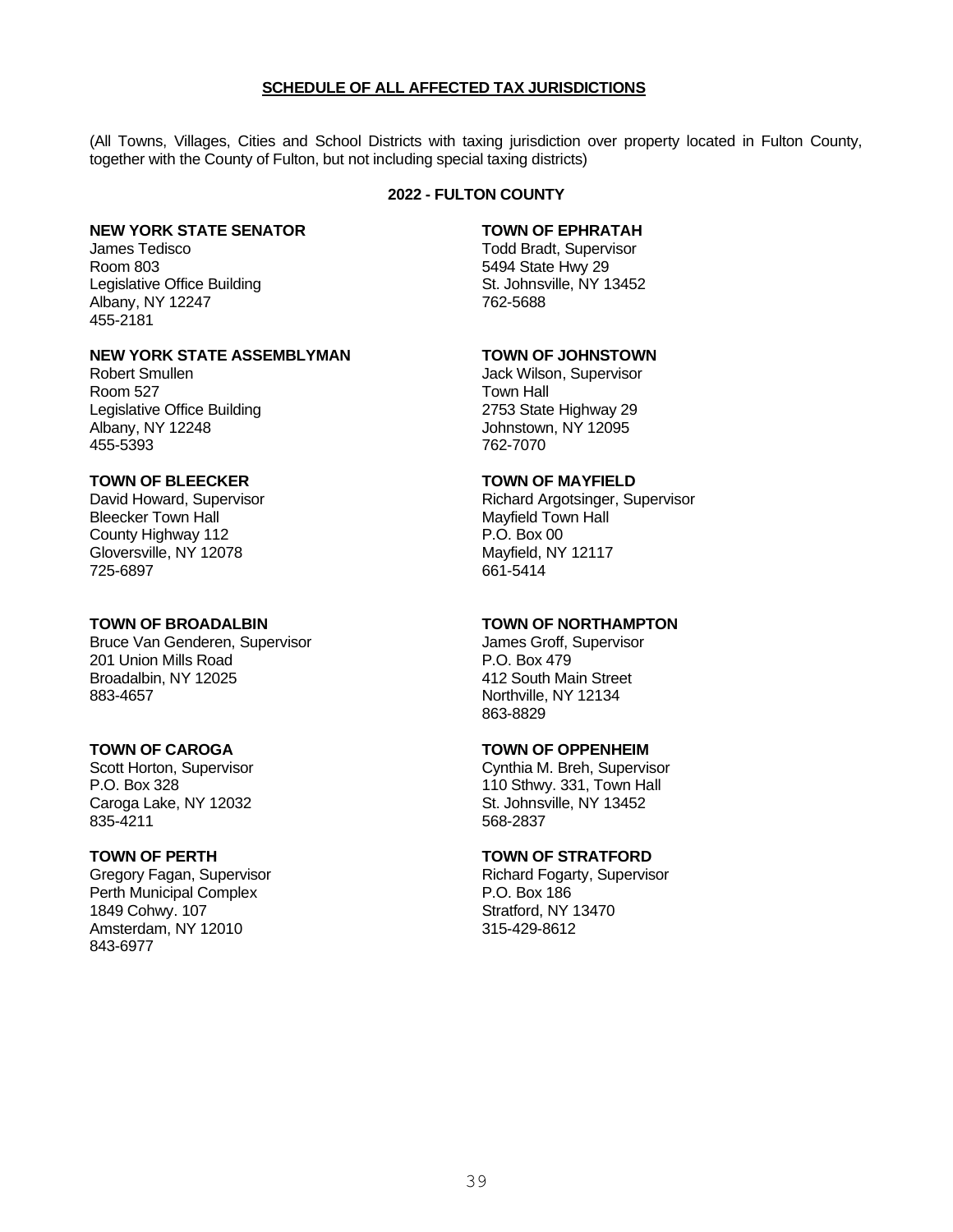## SCHEDULE OF ALL AFFECTED TAX JURISDICTIONS

(All Towns, Villages, Cities and School Districts with taxing jurisdiction over property located in Fulton County, together with the County of Fulton, but not including special taxing districts)

**2022 - FULTON COUNTY**

**NEW YORK STATE SENATOR**
James Tedisco
Room 803
Legislative Office Building
Albany, NY 12247
455-2181

**NEW YORK STATE ASSEMBLYMAN**
Robert Smullen
Room 527
Legislative Office Building
Albany, NY 12248
455-5393

**TOWN OF BLEECKER**
David Howard, Supervisor
Bleecker Town Hall
County Highway 112
Gloversville, NY 12078
725-6897

**TOWN OF BROADALBIN**
Bruce Van Genderen, Supervisor
201 Union Mills Road
Broadalbin, NY 12025
883-4657

**TOWN OF CAROGA**
Scott Horton, Supervisor
P.O. Box 328
Caroga Lake, NY 12032
835-4211

**TOWN OF PERTH**
Gregory Fagan, Supervisor
Perth Municipal Complex
1849 Cohwy. 107
Amsterdam, NY 12010
843-6977

**TOWN OF EPHRATAH**
Todd Bradt, Supervisor
5494 State Hwy 29
St. Johnsville, NY 13452
762-5688

**TOWN OF JOHNSTOWN**
Jack Wilson, Supervisor
Town Hall
2753 State Highway 29
Johnstown, NY 12095
762-7070

**TOWN OF MAYFIELD**
Richard Argotsinger, Supervisor
Mayfield Town Hall
P.O. Box 00
Mayfield, NY 12117
661-5414

**TOWN OF NORTHAMPTON**
James Groff, Supervisor
P.O. Box 479
412 South Main Street
Northville, NY 12134
863-8829

**TOWN OF OPPENHEIM**
Cynthia M. Breh, Supervisor
110 Sthwy. 331, Town Hall
St. Johnsville, NY 13452
568-2837

**TOWN OF STRATFORD**
Richard Fogarty, Supervisor
P.O. Box 186
Stratford, NY 13470
315-429-8612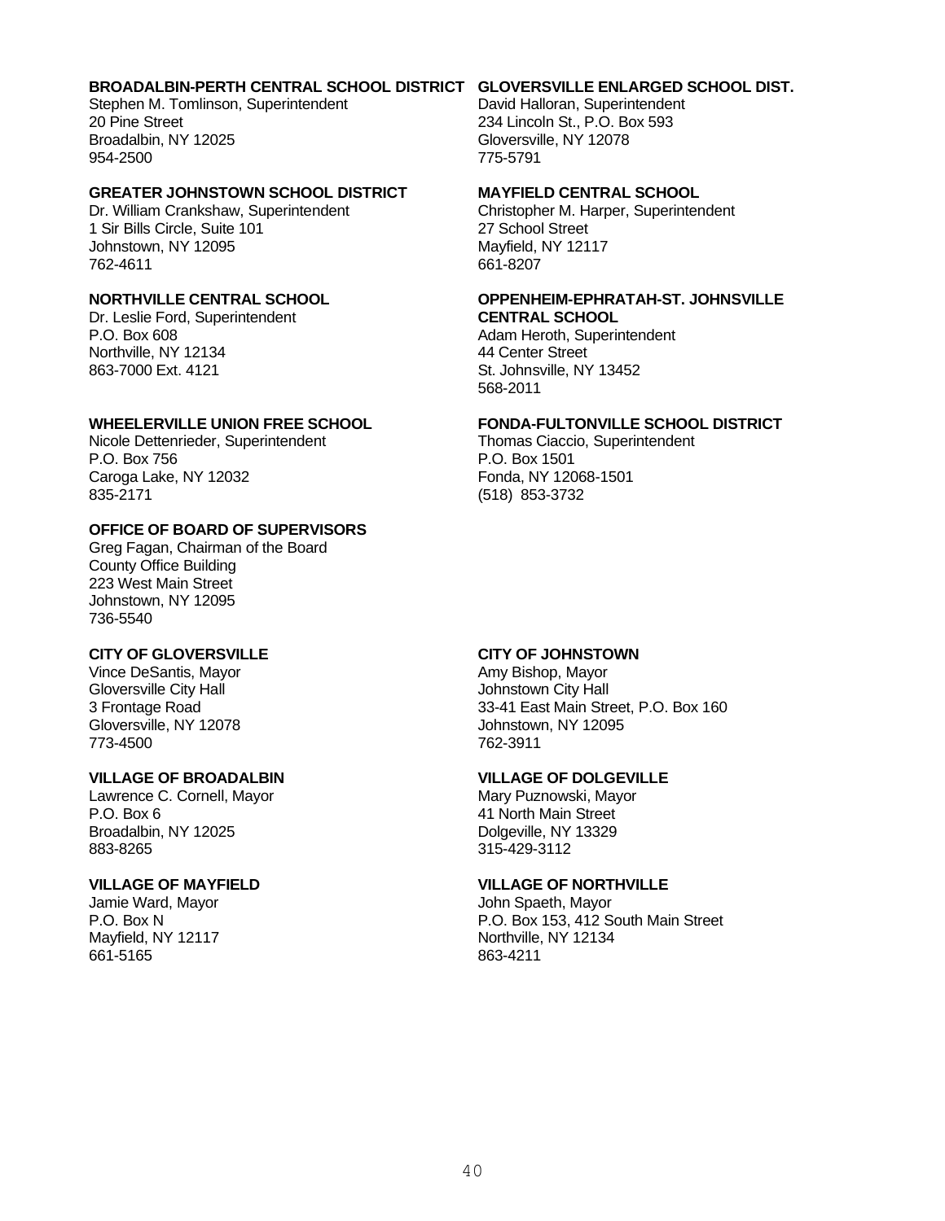**BROADALBIN-PERTH CENTRAL SCHOOL DISTRICT**
Stephen M. Tomlinson, Superintendent
20 Pine Street
Broadalbin, NY 12025
954-2500

**GLOVERSVILLE ENLARGED SCHOOL DIST.**
David Halloran, Superintendent
234 Lincoln St., P.O. Box 593
Gloversville, NY 12078
775-5791

**GREATER JOHNSTOWN SCHOOL DISTRICT**
Dr. William Crankshaw, Superintendent
1 Sir Bills Circle, Suite 101
Johnstown, NY 12095
762-4611

**MAYFIELD CENTRAL SCHOOL**
Christopher M. Harper, Superintendent
27 School Street
Mayfield, NY 12117
661-8207

**NORTHVILLE CENTRAL SCHOOL**
Dr. Leslie Ford, Superintendent
P.O. Box 608
Northville, NY 12134
863-7000 Ext. 4121

**OPPENHEIM-EPHRATAH-ST. JOHNSVILLE CENTRAL SCHOOL**
Adam Heroth, Superintendent
44 Center Street
St. Johnsville, NY 13452
568-2011

**WHEELERVILLE UNION FREE SCHOOL**
Nicole Dettenrieder, Superintendent
P.O. Box 756
Caroga Lake, NY 12032
835-2171

**FONDA-FULTONVILLE SCHOOL DISTRICT**
Thomas Ciaccio, Superintendent
P.O. Box 1501
Fonda, NY 12068-1501
(518) 853-3732

**OFFICE OF BOARD OF SUPERVISORS**
Greg Fagan, Chairman of the Board
County Office Building
223 West Main Street
Johnstown, NY 12095
736-5540

**CITY OF GLOVERSVILLE**
Vince DeSantis, Mayor
Gloversville City Hall
3 Frontage Road
Gloversville, NY 12078
773-4500

**CITY OF JOHNSTOWN**
Amy Bishop, Mayor
Johnstown City Hall
33-41 East Main Street, P.O. Box 160
Johnstown, NY 12095
762-3911

**VILLAGE OF BROADALBIN**
Lawrence C. Cornell, Mayor
P.O. Box 6
Broadalbin, NY 12025
883-8265

**VILLAGE OF DOLGEVILLE**
Mary Puznowski, Mayor
41 North Main Street
Dolgeville, NY 13329
315-429-3112

**VILLAGE OF MAYFIELD**
Jamie Ward, Mayor
P.O. Box N
Mayfield, NY 12117
661-5165

**VILLAGE OF NORTHVILLE**
John Spaeth, Mayor
P.O. Box 153, 412 South Main Street
Northville, NY 12134
863-4211